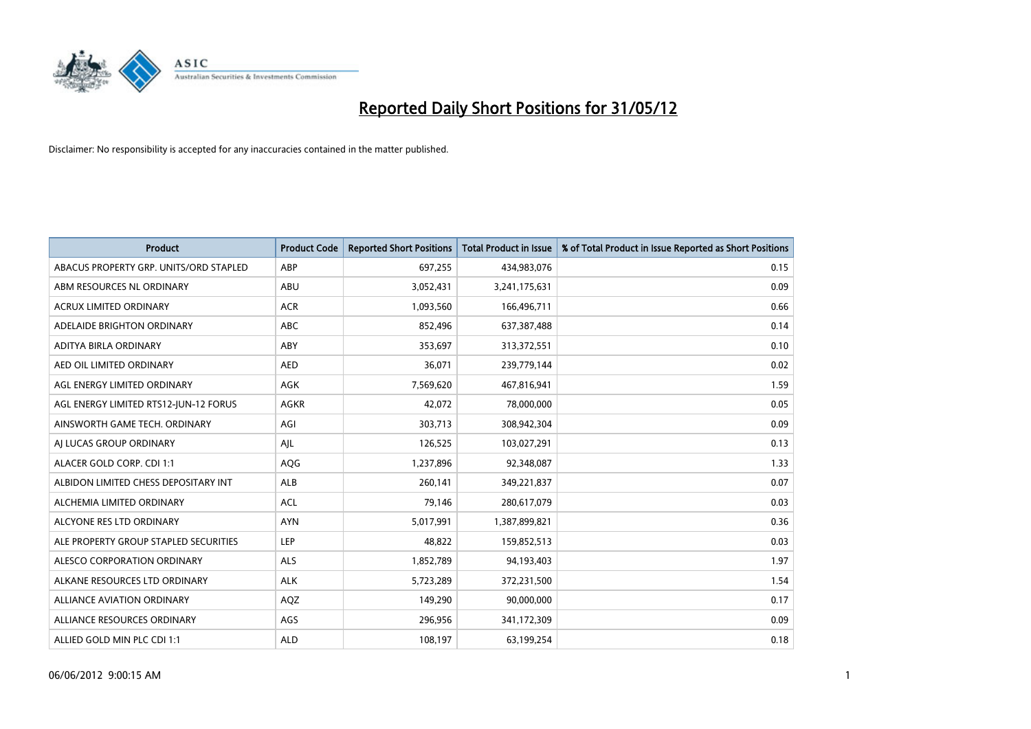# Reported Daily Short Positions for 31/05/12

Disclaimer: No responsibility is accepted for any inaccuracies contained in the matter published.

| Product | Product Code | Reported Short Positions | Total Product in Issue | % of Total Product in Issue Reported as Short Positions |
|---|---|---|---|---|
| ABACUS PROPERTY GRP. UNITS/ORD STAPLED | ABP | 697,255 | 434,983,076 | 0.15 |
| ABM RESOURCES NL ORDINARY | ABU | 3,052,431 | 3,241,175,631 | 0.09 |
| ACRUX LIMITED ORDINARY | ACR | 1,093,560 | 166,496,711 | 0.66 |
| ADELAIDE BRIGHTON ORDINARY | ABC | 852,496 | 637,387,488 | 0.14 |
| ADITYA BIRLA ORDINARY | ABY | 353,697 | 313,372,551 | 0.10 |
| AED OIL LIMITED ORDINARY | AED | 36,071 | 239,779,144 | 0.02 |
| AGL ENERGY LIMITED ORDINARY | AGK | 7,569,620 | 467,816,941 | 1.59 |
| AGL ENERGY LIMITED RTS12-JUN-12 FORUS | AGKR | 42,072 | 78,000,000 | 0.05 |
| AINSWORTH GAME TECH. ORDINARY | AGI | 303,713 | 308,942,304 | 0.09 |
| AJ LUCAS GROUP ORDINARY | AJL | 126,525 | 103,027,291 | 0.13 |
| ALACER GOLD CORP. CDI 1:1 | AQG | 1,237,896 | 92,348,087 | 1.33 |
| ALBIDON LIMITED CHESS DEPOSITARY INT | ALB | 260,141 | 349,221,837 | 0.07 |
| ALCHEMIA LIMITED ORDINARY | ACL | 79,146 | 280,617,079 | 0.03 |
| ALCYONE RES LTD ORDINARY | AYN | 5,017,991 | 1,387,899,821 | 0.36 |
| ALE PROPERTY GROUP STAPLED SECURITIES | LEP | 48,822 | 159,852,513 | 0.03 |
| ALESCO CORPORATION ORDINARY | ALS | 1,852,789 | 94,193,403 | 1.97 |
| ALKANE RESOURCES LTD ORDINARY | ALK | 5,723,289 | 372,231,500 | 1.54 |
| ALLIANCE AVIATION ORDINARY | AQZ | 149,290 | 90,000,000 | 0.17 |
| ALLIANCE RESOURCES ORDINARY | AGS | 296,956 | 341,172,309 | 0.09 |
| ALLIED GOLD MIN PLC CDI 1:1 | ALD | 108,197 | 63,199,254 | 0.18 |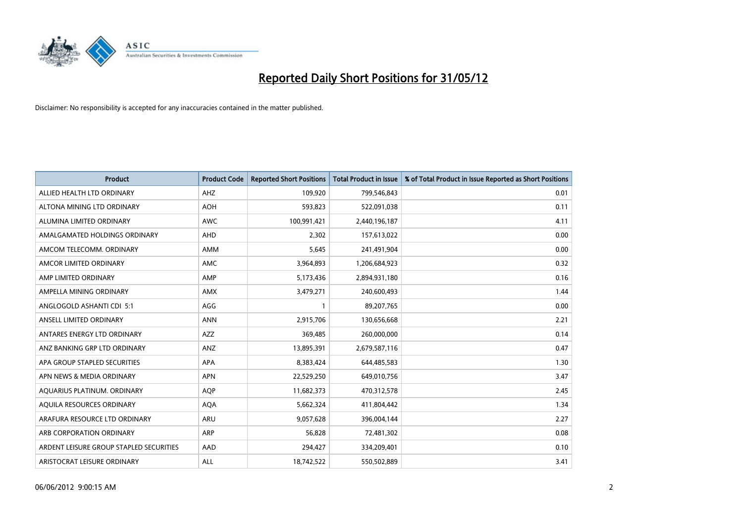# Reported Daily Short Positions for 31/05/12

Disclaimer: No responsibility is accepted for any inaccuracies contained in the matter published.

| Product | Product Code | Reported Short Positions | Total Product in Issue | % of Total Product in Issue Reported as Short Positions |
|---|---|---|---|---|
| ALLIED HEALTH LTD ORDINARY | AHZ | 109,920 | 799,546,843 | 0.01 |
| ALTONA MINING LTD ORDINARY | AOH | 593,823 | 522,091,038 | 0.11 |
| ALUMINA LIMITED ORDINARY | AWC | 100,991,421 | 2,440,196,187 | 4.11 |
| AMALGAMATED HOLDINGS ORDINARY | AHD | 2,302 | 157,613,022 | 0.00 |
| AMCOM TELECOMM. ORDINARY | AMM | 5,645 | 241,491,904 | 0.00 |
| AMCOR LIMITED ORDINARY | AMC | 3,964,893 | 1,206,684,923 | 0.32 |
| AMP LIMITED ORDINARY | AMP | 5,173,436 | 2,894,931,180 | 0.16 |
| AMPELLA MINING ORDINARY | AMX | 3,479,271 | 240,600,493 | 1.44 |
| ANGLOGOLD ASHANTI CDI 5:1 | AGG | 1 | 89,207,765 | 0.00 |
| ANSELL LIMITED ORDINARY | ANN | 2,915,706 | 130,656,668 | 2.21 |
| ANTARES ENERGY LTD ORDINARY | AZZ | 369,485 | 260,000,000 | 0.14 |
| ANZ BANKING GRP LTD ORDINARY | ANZ | 13,895,391 | 2,679,587,116 | 0.47 |
| APA GROUP STAPLED SECURITIES | APA | 8,383,424 | 644,485,583 | 1.30 |
| APN NEWS & MEDIA ORDINARY | APN | 22,529,250 | 649,010,756 | 3.47 |
| AQUARIUS PLATINUM. ORDINARY | AQP | 11,682,373 | 470,312,578 | 2.45 |
| AQUILA RESOURCES ORDINARY | AQA | 5,662,324 | 411,804,442 | 1.34 |
| ARAFURA RESOURCE LTD ORDINARY | ARU | 9,057,628 | 396,004,144 | 2.27 |
| ARB CORPORATION ORDINARY | ARP | 56,828 | 72,481,302 | 0.08 |
| ARDENT LEISURE GROUP STAPLED SECURITIES | AAD | 294,427 | 334,209,401 | 0.10 |
| ARISTOCRAT LEISURE ORDINARY | ALL | 18,742,522 | 550,502,889 | 3.41 |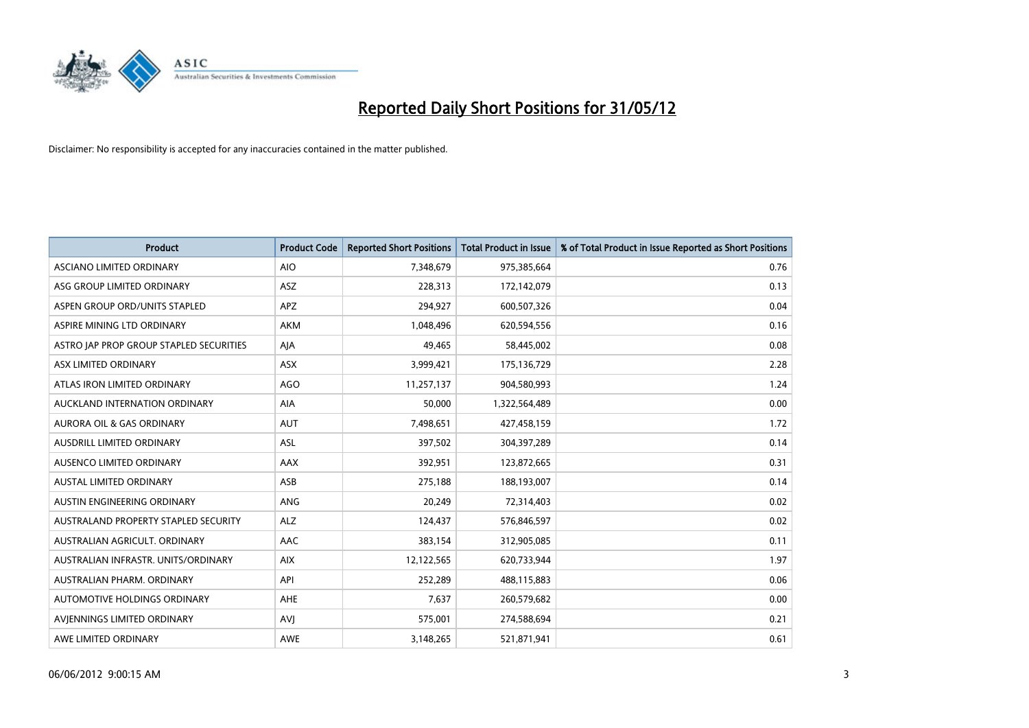# Reported Daily Short Positions for 31/05/12

Disclaimer: No responsibility is accepted for any inaccuracies contained in the matter published.

| Product | Product Code | Reported Short Positions | Total Product in Issue | % of Total Product in Issue Reported as Short Positions |
|---|---|---|---|---|
| ASCIANO LIMITED ORDINARY | AIO | 7,348,679 | 975,385,664 | 0.76 |
| ASG GROUP LIMITED ORDINARY | ASZ | 228,313 | 172,142,079 | 0.13 |
| ASPEN GROUP ORD/UNITS STAPLED | APZ | 294,927 | 600,507,326 | 0.04 |
| ASPIRE MINING LTD ORDINARY | AKM | 1,048,496 | 620,594,556 | 0.16 |
| ASTRO JAP PROP GROUP STAPLED SECURITIES | AJA | 49,465 | 58,445,002 | 0.08 |
| ASX LIMITED ORDINARY | ASX | 3,999,421 | 175,136,729 | 2.28 |
| ATLAS IRON LIMITED ORDINARY | AGO | 11,257,137 | 904,580,993 | 1.24 |
| AUCKLAND INTERNATION ORDINARY | AIA | 50,000 | 1,322,564,489 | 0.00 |
| AURORA OIL & GAS ORDINARY | AUT | 7,498,651 | 427,458,159 | 1.72 |
| AUSDRILL LIMITED ORDINARY | ASL | 397,502 | 304,397,289 | 0.14 |
| AUSENCO LIMITED ORDINARY | AAX | 392,951 | 123,872,665 | 0.31 |
| AUSTAL LIMITED ORDINARY | ASB | 275,188 | 188,193,007 | 0.14 |
| AUSTIN ENGINEERING ORDINARY | ANG | 20,249 | 72,314,403 | 0.02 |
| AUSTRALAND PROPERTY STAPLED SECURITY | ALZ | 124,437 | 576,846,597 | 0.02 |
| AUSTRALIAN AGRICULT. ORDINARY | AAC | 383,154 | 312,905,085 | 0.11 |
| AUSTRALIAN INFRASTR. UNITS/ORDINARY | AIX | 12,122,565 | 620,733,944 | 1.97 |
| AUSTRALIAN PHARM. ORDINARY | API | 252,289 | 488,115,883 | 0.06 |
| AUTOMOTIVE HOLDINGS ORDINARY | AHE | 7,637 | 260,579,682 | 0.00 |
| AVJENNINGS LIMITED ORDINARY | AVJ | 575,001 | 274,588,694 | 0.21 |
| AWE LIMITED ORDINARY | AWE | 3,148,265 | 521,871,941 | 0.61 |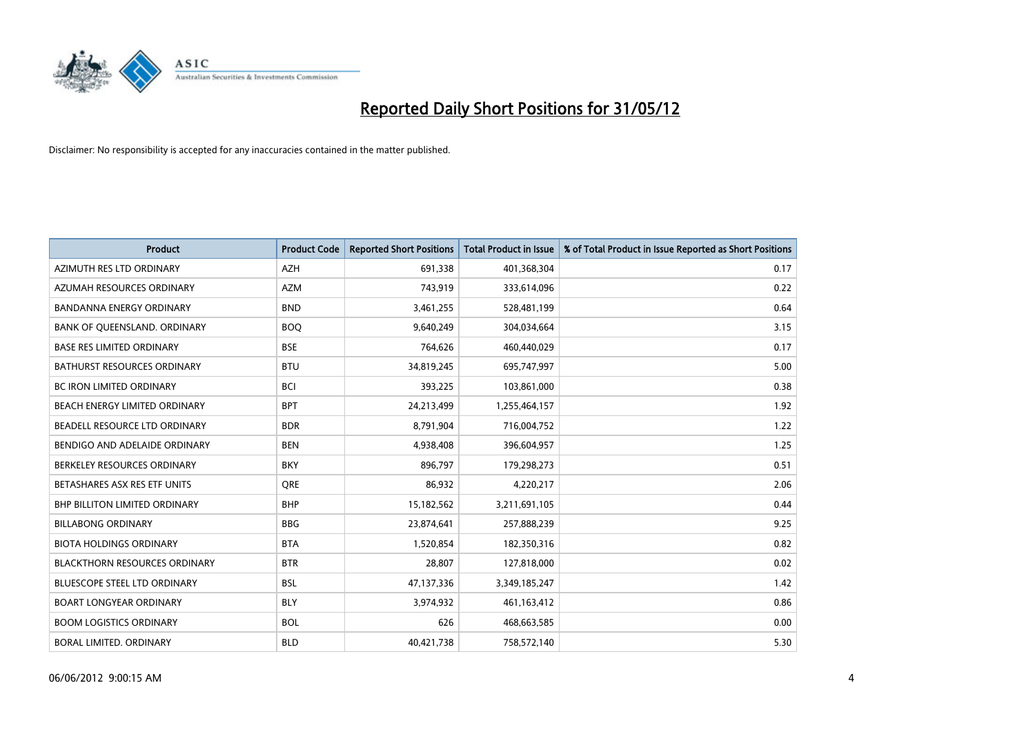# Reported Daily Short Positions for 31/05/12

Disclaimer: No responsibility is accepted for any inaccuracies contained in the matter published.

| Product | Product Code | Reported Short Positions | Total Product in Issue | % of Total Product in Issue Reported as Short Positions |
|---|---|---|---|---|
| AZIMUTH RES LTD ORDINARY | AZH | 691,338 | 401,368,304 | 0.17 |
| AZUMAH RESOURCES ORDINARY | AZM | 743,919 | 333,614,096 | 0.22 |
| BANDANNA ENERGY ORDINARY | BND | 3,461,255 | 528,481,199 | 0.64 |
| BANK OF QUEENSLAND. ORDINARY | BOQ | 9,640,249 | 304,034,664 | 3.15 |
| BASE RES LIMITED ORDINARY | BSE | 764,626 | 460,440,029 | 0.17 |
| BATHURST RESOURCES ORDINARY | BTU | 34,819,245 | 695,747,997 | 5.00 |
| BC IRON LIMITED ORDINARY | BCI | 393,225 | 103,861,000 | 0.38 |
| BEACH ENERGY LIMITED ORDINARY | BPT | 24,213,499 | 1,255,464,157 | 1.92 |
| BEADELL RESOURCE LTD ORDINARY | BDR | 8,791,904 | 716,004,752 | 1.22 |
| BENDIGO AND ADELAIDE ORDINARY | BEN | 4,938,408 | 396,604,957 | 1.25 |
| BERKELEY RESOURCES ORDINARY | BKY | 896,797 | 179,298,273 | 0.51 |
| BETASHARES ASX RES ETF UNITS | QRE | 86,932 | 4,220,217 | 2.06 |
| BHP BILLITON LIMITED ORDINARY | BHP | 15,182,562 | 3,211,691,105 | 0.44 |
| BILLABONG ORDINARY | BBG | 23,874,641 | 257,888,239 | 9.25 |
| BIOTA HOLDINGS ORDINARY | BTA | 1,520,854 | 182,350,316 | 0.82 |
| BLACKTHORN RESOURCES ORDINARY | BTR | 28,807 | 127,818,000 | 0.02 |
| BLUESCOPE STEEL LTD ORDINARY | BSL | 47,137,336 | 3,349,185,247 | 1.42 |
| BOART LONGYEAR ORDINARY | BLY | 3,974,932 | 461,163,412 | 0.86 |
| BOOM LOGISTICS ORDINARY | BOL | 626 | 468,663,585 | 0.00 |
| BORAL LIMITED. ORDINARY | BLD | 40,421,738 | 758,572,140 | 5.30 |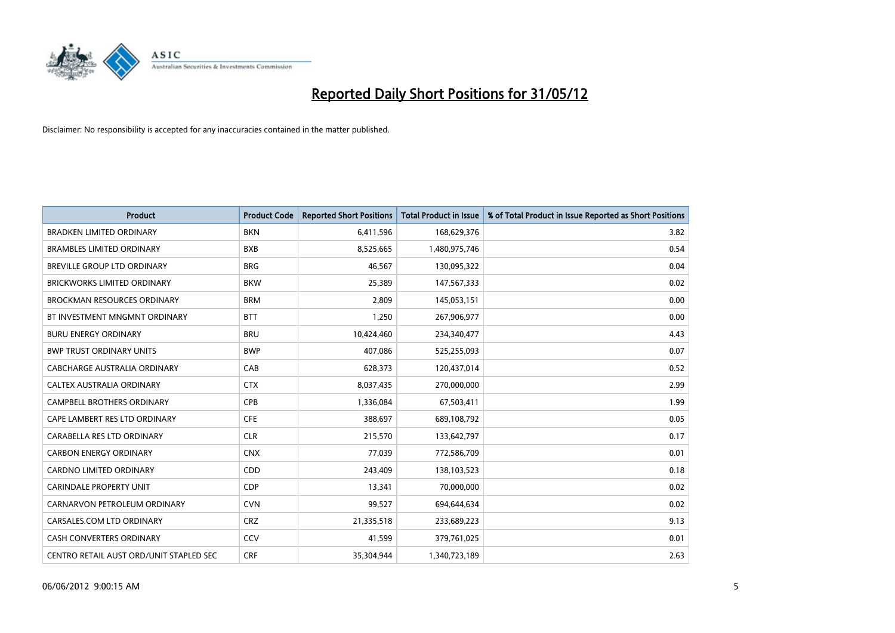# Reported Daily Short Positions for 31/05/12

Disclaimer: No responsibility is accepted for any inaccuracies contained in the matter published.

| Product | Product Code | Reported Short Positions | Total Product in Issue | % of Total Product in Issue Reported as Short Positions |
|---|---|---|---|---|
| BRADKEN LIMITED ORDINARY | BKN | 6,411,596 | 168,629,376 | 3.82 |
| BRAMBLES LIMITED ORDINARY | BXB | 8,525,665 | 1,480,975,746 | 0.54 |
| BREVILLE GROUP LTD ORDINARY | BRG | 46,567 | 130,095,322 | 0.04 |
| BRICKWORKS LIMITED ORDINARY | BKW | 25,389 | 147,567,333 | 0.02 |
| BROCKMAN RESOURCES ORDINARY | BRM | 2,809 | 145,053,151 | 0.00 |
| BT INVESTMENT MNGMNT ORDINARY | BTT | 1,250 | 267,906,977 | 0.00 |
| BURU ENERGY ORDINARY | BRU | 10,424,460 | 234,340,477 | 4.43 |
| BWP TRUST ORDINARY UNITS | BWP | 407,086 | 525,255,093 | 0.07 |
| CABCHARGE AUSTRALIA ORDINARY | CAB | 628,373 | 120,437,014 | 0.52 |
| CALTEX AUSTRALIA ORDINARY | CTX | 8,037,435 | 270,000,000 | 2.99 |
| CAMPBELL BROTHERS ORDINARY | CPB | 1,336,084 | 67,503,411 | 1.99 |
| CAPE LAMBERT RES LTD ORDINARY | CFE | 388,697 | 689,108,792 | 0.05 |
| CARABELLA RES LTD ORDINARY | CLR | 215,570 | 133,642,797 | 0.17 |
| CARBON ENERGY ORDINARY | CNX | 77,039 | 772,586,709 | 0.01 |
| CARDNO LIMITED ORDINARY | CDD | 243,409 | 138,103,523 | 0.18 |
| CARINDALE PROPERTY UNIT | CDP | 13,341 | 70,000,000 | 0.02 |
| CARNARVON PETROLEUM ORDINARY | CVN | 99,527 | 694,644,634 | 0.02 |
| CARSALES.COM LTD ORDINARY | CRZ | 21,335,518 | 233,689,223 | 9.13 |
| CASH CONVERTERS ORDINARY | CCV | 41,599 | 379,761,025 | 0.01 |
| CENTRO RETAIL AUST ORD/UNIT STAPLED SEC | CRF | 35,304,944 | 1,340,723,189 | 2.63 |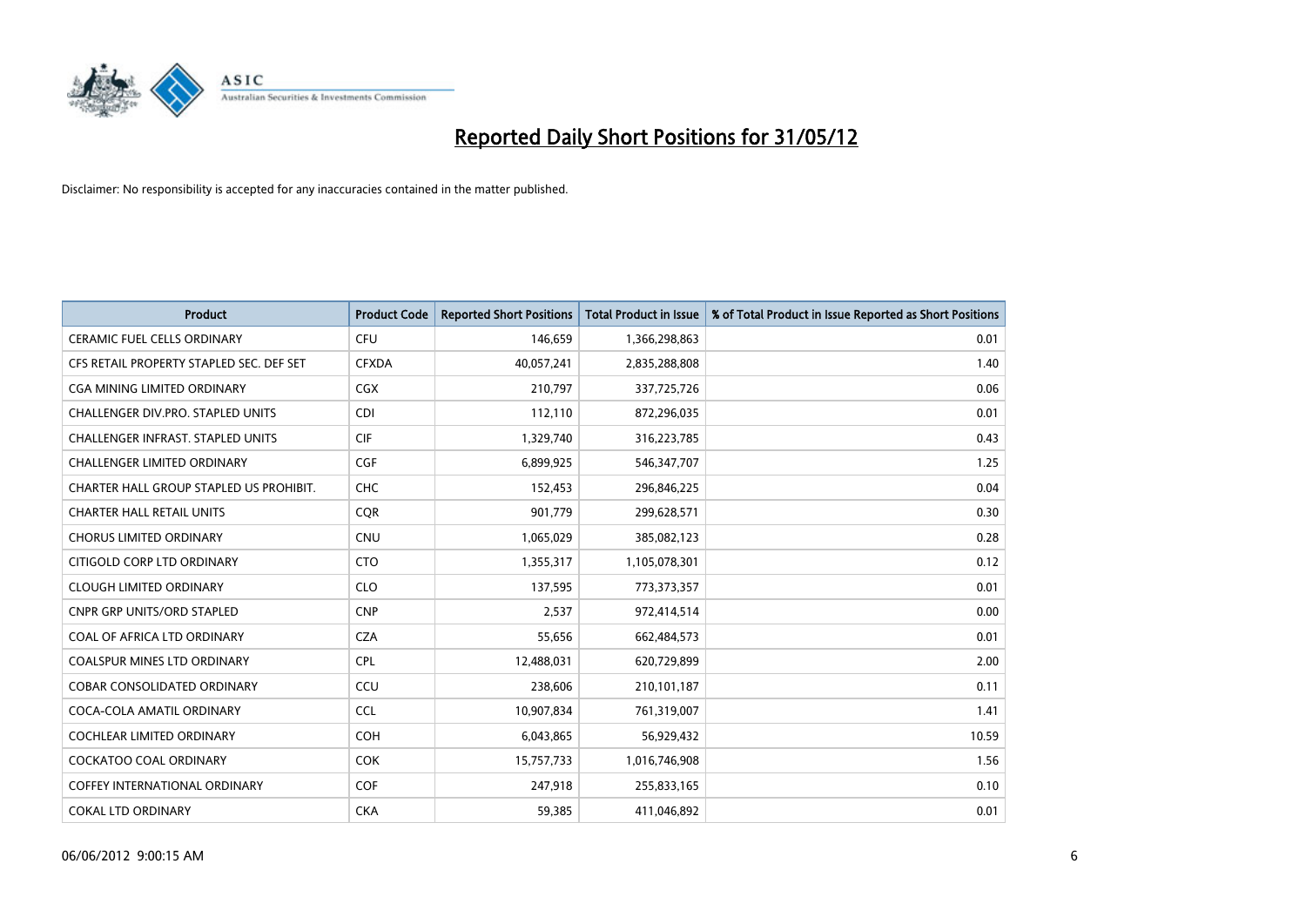# Reported Daily Short Positions for 31/05/12

Disclaimer: No responsibility is accepted for any inaccuracies contained in the matter published.

| Product | Product Code | Reported Short Positions | Total Product in Issue | % of Total Product in Issue Reported as Short Positions |
|---|---|---|---|---|
| CERAMIC FUEL CELLS ORDINARY | CFU | 146,659 | 1,366,298,863 | 0.01 |
| CFS RETAIL PROPERTY STAPLED SEC. DEF SET | CFXDA | 40,057,241 | 2,835,288,808 | 1.40 |
| CGA MINING LIMITED ORDINARY | CGX | 210,797 | 337,725,726 | 0.06 |
| CHALLENGER DIV.PRO. STAPLED UNITS | CDI | 112,110 | 872,296,035 | 0.01 |
| CHALLENGER INFRAST. STAPLED UNITS | CIF | 1,329,740 | 316,223,785 | 0.43 |
| CHALLENGER LIMITED ORDINARY | CGF | 6,899,925 | 546,347,707 | 1.25 |
| CHARTER HALL GROUP STAPLED US PROHIBIT. | CHC | 152,453 | 296,846,225 | 0.04 |
| CHARTER HALL RETAIL UNITS | CQR | 901,779 | 299,628,571 | 0.30 |
| CHORUS LIMITED ORDINARY | CNU | 1,065,029 | 385,082,123 | 0.28 |
| CITIGOLD CORP LTD ORDINARY | CTO | 1,355,317 | 1,105,078,301 | 0.12 |
| CLOUGH LIMITED ORDINARY | CLO | 137,595 | 773,373,357 | 0.01 |
| CNPR GRP UNITS/ORD STAPLED | CNP | 2,537 | 972,414,514 | 0.00 |
| COAL OF AFRICA LTD ORDINARY | CZA | 55,656 | 662,484,573 | 0.01 |
| COALSPUR MINES LTD ORDINARY | CPL | 12,488,031 | 620,729,899 | 2.00 |
| COBAR CONSOLIDATED ORDINARY | CCU | 238,606 | 210,101,187 | 0.11 |
| COCA-COLA AMATIL ORDINARY | CCL | 10,907,834 | 761,319,007 | 1.41 |
| COCHLEAR LIMITED ORDINARY | COH | 6,043,865 | 56,929,432 | 10.59 |
| COCKATOO COAL ORDINARY | COK | 15,757,733 | 1,016,746,908 | 1.56 |
| COFFEY INTERNATIONAL ORDINARY | COF | 247,918 | 255,833,165 | 0.10 |
| COKAL LTD ORDINARY | CKA | 59,385 | 411,046,892 | 0.01 |

06/06/2012 9:00:15 AM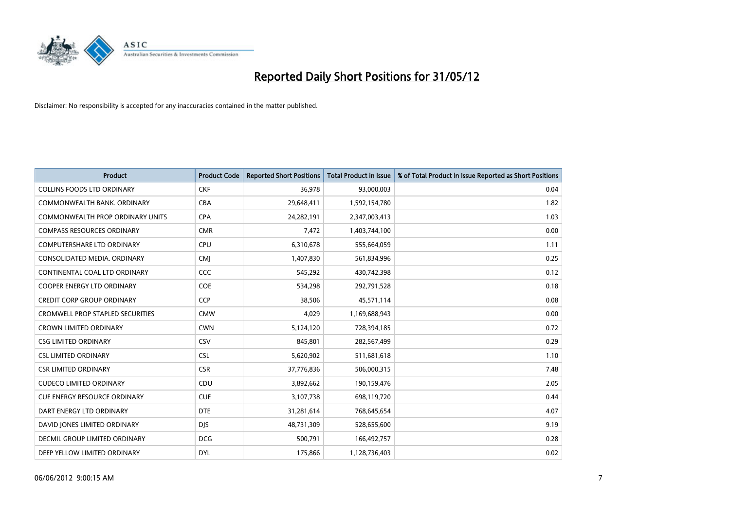# Reported Daily Short Positions for 31/05/12

Disclaimer: No responsibility is accepted for any inaccuracies contained in the matter published.

| Product | Product Code | Reported Short Positions | Total Product in Issue | % of Total Product in Issue Reported as Short Positions |
|---|---|---|---|---|
| COLLINS FOODS LTD ORDINARY | CKF | 36,978 | 93,000,003 | 0.04 |
| COMMONWEALTH BANK. ORDINARY | CBA | 29,648,411 | 1,592,154,780 | 1.82 |
| COMMONWEALTH PROP ORDINARY UNITS | CPA | 24,282,191 | 2,347,003,413 | 1.03 |
| COMPASS RESOURCES ORDINARY | CMR | 7,472 | 1,403,744,100 | 0.00 |
| COMPUTERSHARE LTD ORDINARY | CPU | 6,310,678 | 555,664,059 | 1.11 |
| CONSOLIDATED MEDIA. ORDINARY | CMJ | 1,407,830 | 561,834,996 | 0.25 |
| CONTINENTAL COAL LTD ORDINARY | CCC | 545,292 | 430,742,398 | 0.12 |
| COOPER ENERGY LTD ORDINARY | COE | 534,298 | 292,791,528 | 0.18 |
| CREDIT CORP GROUP ORDINARY | CCP | 38,506 | 45,571,114 | 0.08 |
| CROMWELL PROP STAPLED SECURITIES | CMW | 4,029 | 1,169,688,943 | 0.00 |
| CROWN LIMITED ORDINARY | CWN | 5,124,120 | 728,394,185 | 0.72 |
| CSG LIMITED ORDINARY | CSV | 845,801 | 282,567,499 | 0.29 |
| CSL LIMITED ORDINARY | CSL | 5,620,902 | 511,681,618 | 1.10 |
| CSR LIMITED ORDINARY | CSR | 37,776,836 | 506,000,315 | 7.48 |
| CUDECO LIMITED ORDINARY | CDU | 3,892,662 | 190,159,476 | 2.05 |
| CUE ENERGY RESOURCE ORDINARY | CUE | 3,107,738 | 698,119,720 | 0.44 |
| DART ENERGY LTD ORDINARY | DTE | 31,281,614 | 768,645,654 | 4.07 |
| DAVID JONES LIMITED ORDINARY | DJS | 48,731,309 | 528,655,600 | 9.19 |
| DECMIL GROUP LIMITED ORDINARY | DCG | 500,791 | 166,492,757 | 0.28 |
| DEEP YELLOW LIMITED ORDINARY | DYL | 175,866 | 1,128,736,403 | 0.02 |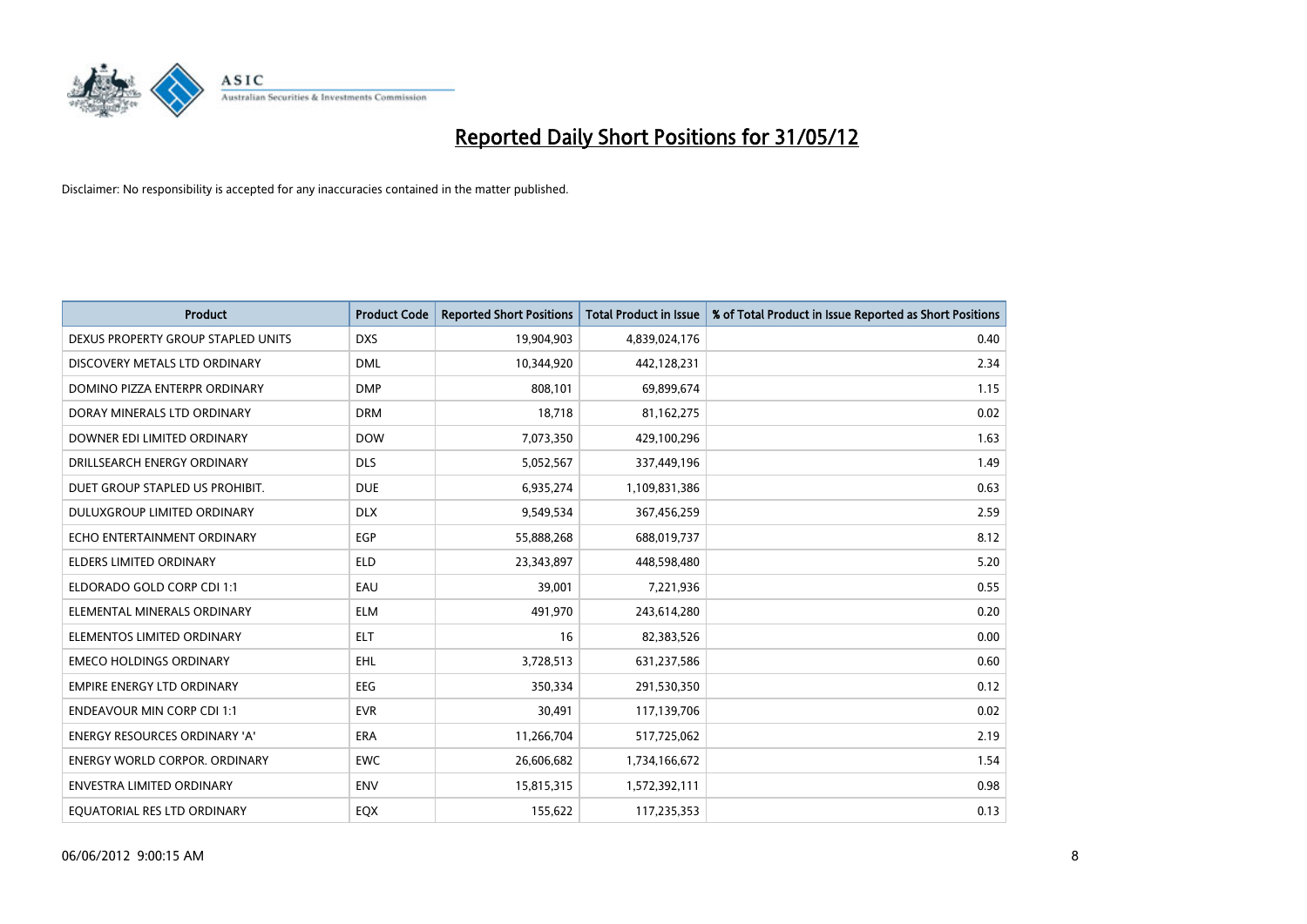# Reported Daily Short Positions for 31/05/12

Disclaimer: No responsibility is accepted for any inaccuracies contained in the matter published.

| Product | Product Code | Reported Short Positions | Total Product in Issue | % of Total Product in Issue Reported as Short Positions |
|---|---|---|---|---|
| DEXUS PROPERTY GROUP STAPLED UNITS | DXS | 19,904,903 | 4,839,024,176 | 0.40 |
| DISCOVERY METALS LTD ORDINARY | DML | 10,344,920 | 442,128,231 | 2.34 |
| DOMINO PIZZA ENTERPR ORDINARY | DMP | 808,101 | 69,899,674 | 1.15 |
| DORAY MINERALS LTD ORDINARY | DRM | 18,718 | 81,162,275 | 0.02 |
| DOWNER EDI LIMITED ORDINARY | DOW | 7,073,350 | 429,100,296 | 1.63 |
| DRILLSEARCH ENERGY ORDINARY | DLS | 5,052,567 | 337,449,196 | 1.49 |
| DUET GROUP STAPLED US PROHIBIT. | DUE | 6,935,274 | 1,109,831,386 | 0.63 |
| DULUXGROUP LIMITED ORDINARY | DLX | 9,549,534 | 367,456,259 | 2.59 |
| ECHO ENTERTAINMENT ORDINARY | EGP | 55,888,268 | 688,019,737 | 8.12 |
| ELDERS LIMITED ORDINARY | ELD | 23,343,897 | 448,598,480 | 5.20 |
| ELDORADO GOLD CORP CDI 1:1 | EAU | 39,001 | 7,221,936 | 0.55 |
| ELEMENTAL MINERALS ORDINARY | ELM | 491,970 | 243,614,280 | 0.20 |
| ELEMENTOS LIMITED ORDINARY | ELT | 16 | 82,383,526 | 0.00 |
| EMECO HOLDINGS ORDINARY | EHL | 3,728,513 | 631,237,586 | 0.60 |
| EMPIRE ENERGY LTD ORDINARY | EEG | 350,334 | 291,530,350 | 0.12 |
| ENDEAVOUR MIN CORP CDI 1:1 | EVR | 30,491 | 117,139,706 | 0.02 |
| ENERGY RESOURCES ORDINARY 'A' | ERA | 11,266,704 | 517,725,062 | 2.19 |
| ENERGY WORLD CORPOR. ORDINARY | EWC | 26,606,682 | 1,734,166,672 | 1.54 |
| ENVESTRA LIMITED ORDINARY | ENV | 15,815,315 | 1,572,392,111 | 0.98 |
| EQUATORIAL RES LTD ORDINARY | EQX | 155,622 | 117,235,353 | 0.13 |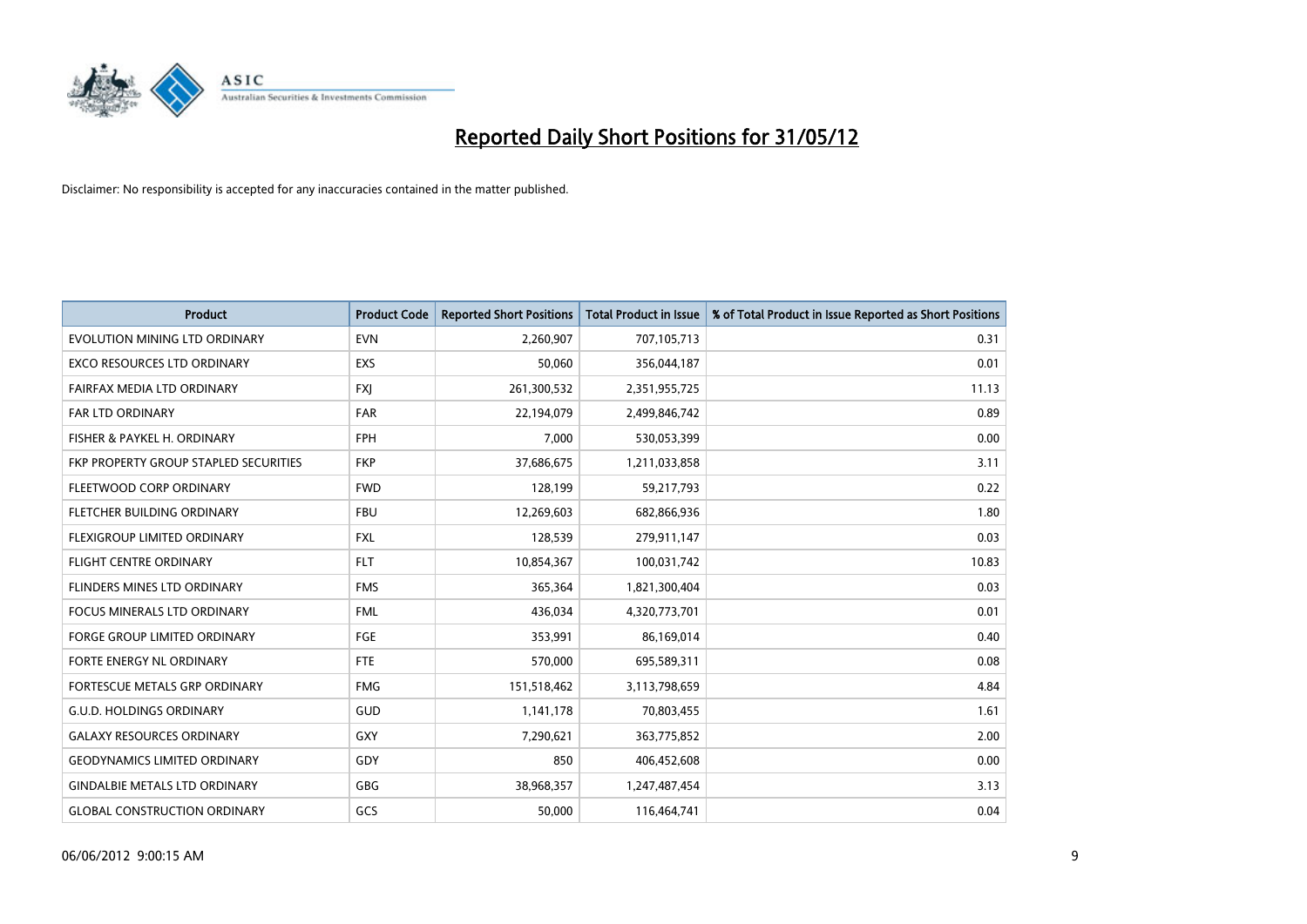# Reported Daily Short Positions for 31/05/12

Disclaimer: No responsibility is accepted for any inaccuracies contained in the matter published.

| Product | Product Code | Reported Short Positions | Total Product in Issue | % of Total Product in Issue Reported as Short Positions |
|---|---|---|---|---|
| EVOLUTION MINING LTD ORDINARY | EVN | 2,260,907 | 707,105,713 | 0.31 |
| EXCO RESOURCES LTD ORDINARY | EXS | 50,060 | 356,044,187 | 0.01 |
| FAIRFAX MEDIA LTD ORDINARY | FXJ | 261,300,532 | 2,351,955,725 | 11.13 |
| FAR LTD ORDINARY | FAR | 22,194,079 | 2,499,846,742 | 0.89 |
| FISHER & PAYKEL H. ORDINARY | FPH | 7,000 | 530,053,399 | 0.00 |
| FKP PROPERTY GROUP STAPLED SECURITIES | FKP | 37,686,675 | 1,211,033,858 | 3.11 |
| FLEETWOOD CORP ORDINARY | FWD | 128,199 | 59,217,793 | 0.22 |
| FLETCHER BUILDING ORDINARY | FBU | 12,269,603 | 682,866,936 | 1.80 |
| FLEXIGROUP LIMITED ORDINARY | FXL | 128,539 | 279,911,147 | 0.03 |
| FLIGHT CENTRE ORDINARY | FLT | 10,854,367 | 100,031,742 | 10.83 |
| FLINDERS MINES LTD ORDINARY | FMS | 365,364 | 1,821,300,404 | 0.03 |
| FOCUS MINERALS LTD ORDINARY | FML | 436,034 | 4,320,773,701 | 0.01 |
| FORGE GROUP LIMITED ORDINARY | FGE | 353,991 | 86,169,014 | 0.40 |
| FORTE ENERGY NL ORDINARY | FTE | 570,000 | 695,589,311 | 0.08 |
| FORTESCUE METALS GRP ORDINARY | FMG | 151,518,462 | 3,113,798,659 | 4.84 |
| G.U.D. HOLDINGS ORDINARY | GUD | 1,141,178 | 70,803,455 | 1.61 |
| GALAXY RESOURCES ORDINARY | GXY | 7,290,621 | 363,775,852 | 2.00 |
| GEODYNAMICS LIMITED ORDINARY | GDY | 850 | 406,452,608 | 0.00 |
| GINDALBIE METALS LTD ORDINARY | GBG | 38,968,357 | 1,247,487,454 | 3.13 |
| GLOBAL CONSTRUCTION ORDINARY | GCS | 50,000 | 116,464,741 | 0.04 |

06/06/2012 9:00:15 AM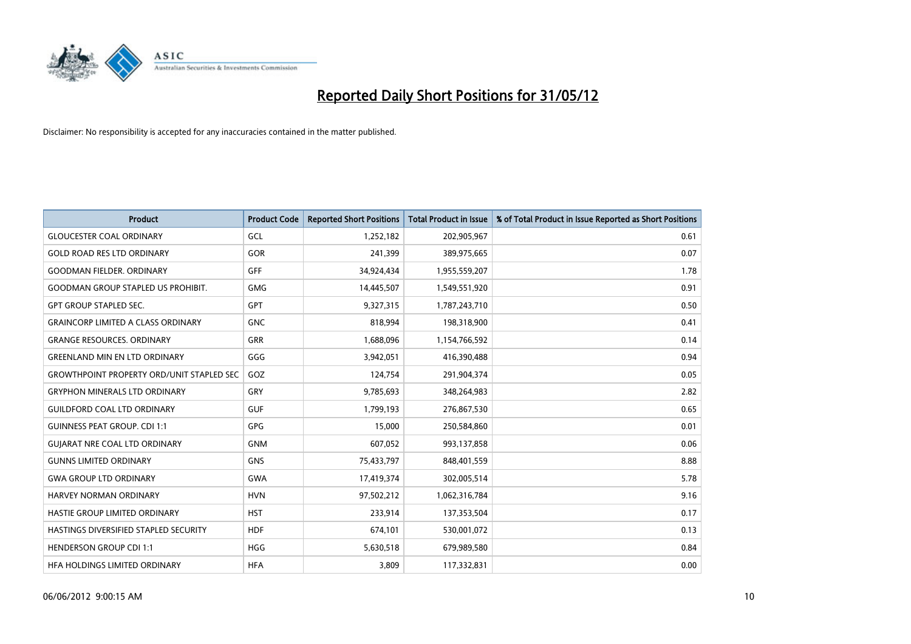# Reported Daily Short Positions for 31/05/12

Disclaimer: No responsibility is accepted for any inaccuracies contained in the matter published.

| Product | Product Code | Reported Short Positions | Total Product in Issue | % of Total Product in Issue Reported as Short Positions |
|---|---|---|---|---|
| GLOUCESTER COAL ORDINARY | GCL | 1,252,182 | 202,905,967 | 0.61 |
| GOLD ROAD RES LTD ORDINARY | GOR | 241,399 | 389,975,665 | 0.07 |
| GOODMAN FIELDER. ORDINARY | GFF | 34,924,434 | 1,955,559,207 | 1.78 |
| GOODMAN GROUP STAPLED US PROHIBIT. | GMG | 14,445,507 | 1,549,551,920 | 0.91 |
| GPT GROUP STAPLED SEC. | GPT | 9,327,315 | 1,787,243,710 | 0.50 |
| GRAINCORP LIMITED A CLASS ORDINARY | GNC | 818,994 | 198,318,900 | 0.41 |
| GRANGE RESOURCES. ORDINARY | GRR | 1,688,096 | 1,154,766,592 | 0.14 |
| GREENLAND MIN EN LTD ORDINARY | GGG | 3,942,051 | 416,390,488 | 0.94 |
| GROWTHPOINT PROPERTY ORD/UNIT STAPLED SEC | GOZ | 124,754 | 291,904,374 | 0.05 |
| GRYPHON MINERALS LTD ORDINARY | GRY | 9,785,693 | 348,264,983 | 2.82 |
| GUILDFORD COAL LTD ORDINARY | GUF | 1,799,193 | 276,867,530 | 0.65 |
| GUINNESS PEAT GROUP. CDI 1:1 | GPG | 15,000 | 250,584,860 | 0.01 |
| GUJARAT NRE COAL LTD ORDINARY | GNM | 607,052 | 993,137,858 | 0.06 |
| GUNNS LIMITED ORDINARY | GNS | 75,433,797 | 848,401,559 | 8.88 |
| GWA GROUP LTD ORDINARY | GWA | 17,419,374 | 302,005,514 | 5.78 |
| HARVEY NORMAN ORDINARY | HVN | 97,502,212 | 1,062,316,784 | 9.16 |
| HASTIE GROUP LIMITED ORDINARY | HST | 233,914 | 137,353,504 | 0.17 |
| HASTINGS DIVERSIFIED STAPLED SECURITY | HDF | 674,101 | 530,001,072 | 0.13 |
| HENDERSON GROUP CDI 1:1 | HGG | 5,630,518 | 679,989,580 | 0.84 |
| HFA HOLDINGS LIMITED ORDINARY | HFA | 3,809 | 117,332,831 | 0.00 |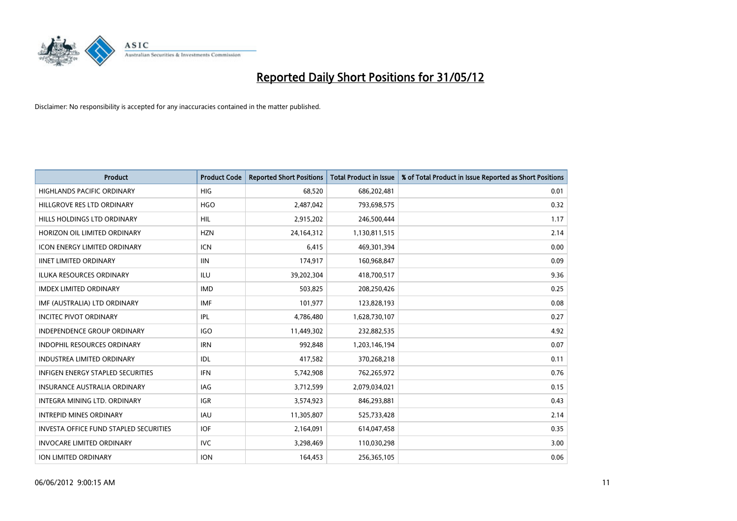# Reported Daily Short Positions for 31/05/12

Disclaimer: No responsibility is accepted for any inaccuracies contained in the matter published.

| Product | Product Code | Reported Short Positions | Total Product in Issue | % of Total Product in Issue Reported as Short Positions |
|---|---|---|---|---|
| HIGHLANDS PACIFIC ORDINARY | HIG | 68,520 | 686,202,481 | 0.01 |
| HILLGROVE RES LTD ORDINARY | HGO | 2,487,042 | 793,698,575 | 0.32 |
| HILLS HOLDINGS LTD ORDINARY | HIL | 2,915,202 | 246,500,444 | 1.17 |
| HORIZON OIL LIMITED ORDINARY | HZN | 24,164,312 | 1,130,811,515 | 2.14 |
| ICON ENERGY LIMITED ORDINARY | ICN | 6,415 | 469,301,394 | 0.00 |
| IINET LIMITED ORDINARY | IIN | 174,917 | 160,968,847 | 0.09 |
| ILUKA RESOURCES ORDINARY | ILU | 39,202,304 | 418,700,517 | 9.36 |
| IMDEX LIMITED ORDINARY | IMD | 503,825 | 208,250,426 | 0.25 |
| IMF (AUSTRALIA) LTD ORDINARY | IMF | 101,977 | 123,828,193 | 0.08 |
| INCITEC PIVOT ORDINARY | IPL | 4,786,480 | 1,628,730,107 | 0.27 |
| INDEPENDENCE GROUP ORDINARY | IGO | 11,449,302 | 232,882,535 | 4.92 |
| INDOPHIL RESOURCES ORDINARY | IRN | 992,848 | 1,203,146,194 | 0.07 |
| INDUSTREA LIMITED ORDINARY | IDL | 417,582 | 370,268,218 | 0.11 |
| INFIGEN ENERGY STAPLED SECURITIES | IFN | 5,742,908 | 762,265,972 | 0.76 |
| INSURANCE AUSTRALIA ORDINARY | IAG | 3,712,599 | 2,079,034,021 | 0.15 |
| INTEGRA MINING LTD. ORDINARY | IGR | 3,574,923 | 846,293,881 | 0.43 |
| INTREPID MINES ORDINARY | IAU | 11,305,807 | 525,733,428 | 2.14 |
| INVESTA OFFICE FUND STAPLED SECURITIES | IOF | 2,164,091 | 614,047,458 | 0.35 |
| INVOCARE LIMITED ORDINARY | IVC | 3,298,469 | 110,030,298 | 3.00 |
| ION LIMITED ORDINARY | ION | 164,453 | 256,365,105 | 0.06 |

06/06/2012 9:00:15 AM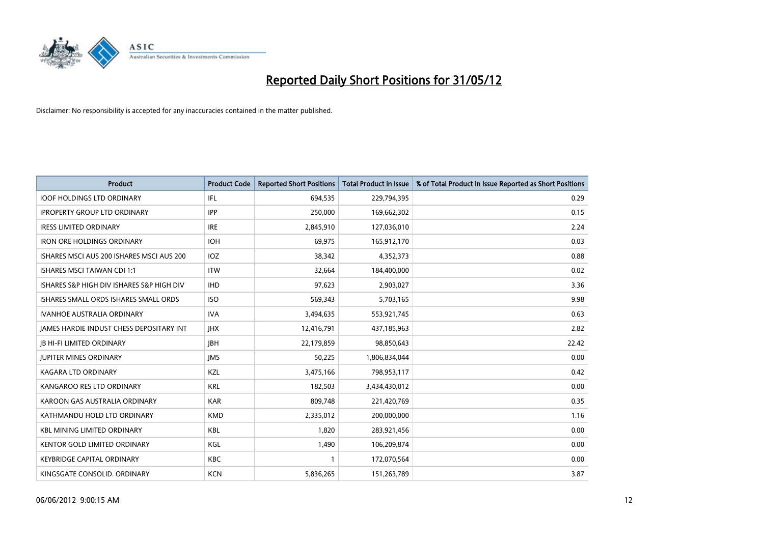# Reported Daily Short Positions for 31/05/12

Disclaimer: No responsibility is accepted for any inaccuracies contained in the matter published.

| Product | Product Code | Reported Short Positions | Total Product in Issue | % of Total Product in Issue Reported as Short Positions |
|---|---|---|---|---|
| IOOF HOLDINGS LTD ORDINARY | IFL | 694,535 | 229,794,395 | 0.29 |
| IPROPERTY GROUP LTD ORDINARY | IPP | 250,000 | 169,662,302 | 0.15 |
| IRESS LIMITED ORDINARY | IRE | 2,845,910 | 127,036,010 | 2.24 |
| IRON ORE HOLDINGS ORDINARY | IOH | 69,975 | 165,912,170 | 0.03 |
| ISHARES MSCI AUS 200 ISHARES MSCI AUS 200 | IOZ | 38,342 | 4,352,373 | 0.88 |
| ISHARES MSCI TAIWAN CDI 1:1 | ITW | 32,664 | 184,400,000 | 0.02 |
| ISHARES S&P HIGH DIV ISHARES S&P HIGH DIV | IHD | 97,623 | 2,903,027 | 3.36 |
| ISHARES SMALL ORDS ISHARES SMALL ORDS | ISO | 569,343 | 5,703,165 | 9.98 |
| IVANHOE AUSTRALIA ORDINARY | IVA | 3,494,635 | 553,921,745 | 0.63 |
| JAMES HARDIE INDUST CHESS DEPOSITARY INT | JHX | 12,416,791 | 437,185,963 | 2.82 |
| JB HI-FI LIMITED ORDINARY | JBH | 22,179,859 | 98,850,643 | 22.42 |
| JUPITER MINES ORDINARY | JMS | 50,225 | 1,806,834,044 | 0.00 |
| KAGARA LTD ORDINARY | KZL | 3,475,166 | 798,953,117 | 0.42 |
| KANGAROO RES LTD ORDINARY | KRL | 182,503 | 3,434,430,012 | 0.00 |
| KAROON GAS AUSTRALIA ORDINARY | KAR | 809,748 | 221,420,769 | 0.35 |
| KATHMANDU HOLD LTD ORDINARY | KMD | 2,335,012 | 200,000,000 | 1.16 |
| KBL MINING LIMITED ORDINARY | KBL | 1,820 | 283,921,456 | 0.00 |
| KENTOR GOLD LIMITED ORDINARY | KGL | 1,490 | 106,209,874 | 0.00 |
| KEYBRIDGE CAPITAL ORDINARY | KBC | 1 | 172,070,564 | 0.00 |
| KINGSGATE CONSOLID. ORDINARY | KCN | 5,836,265 | 151,263,789 | 3.87 |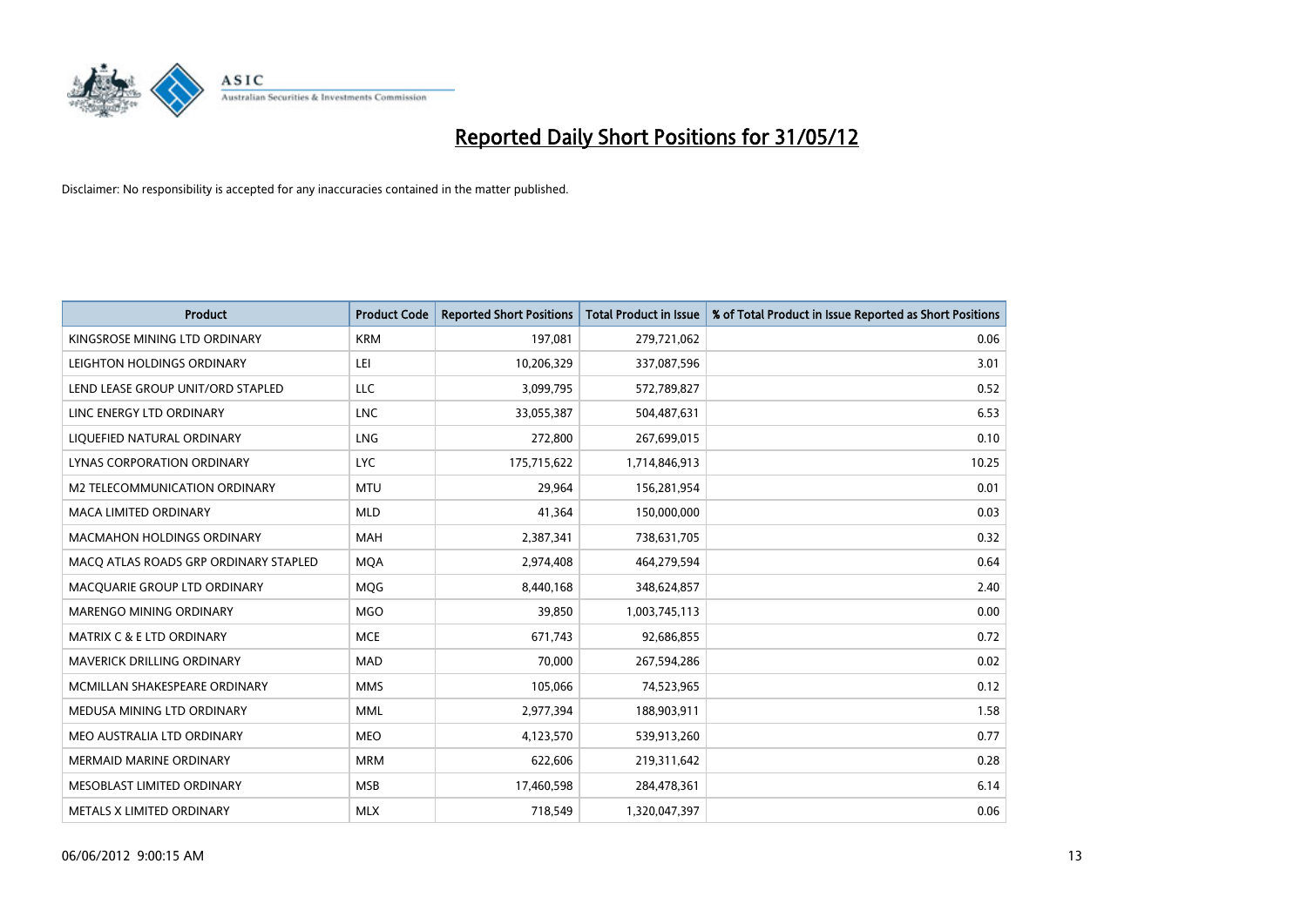# Reported Daily Short Positions for 31/05/12

Disclaimer: No responsibility is accepted for any inaccuracies contained in the matter published.

| Product | Product Code | Reported Short Positions | Total Product in Issue | % of Total Product in Issue Reported as Short Positions |
|---|---|---|---|---|
| KINGSROSE MINING LTD ORDINARY | KRM | 197,081 | 279,721,062 | 0.06 |
| LEIGHTON HOLDINGS ORDINARY | LEI | 10,206,329 | 337,087,596 | 3.01 |
| LEND LEASE GROUP UNIT/ORD STAPLED | LLC | 3,099,795 | 572,789,827 | 0.52 |
| LINC ENERGY LTD ORDINARY | LNC | 33,055,387 | 504,487,631 | 6.53 |
| LIQUEFIED NATURAL ORDINARY | LNG | 272,800 | 267,699,015 | 0.10 |
| LYNAS CORPORATION ORDINARY | LYC | 175,715,622 | 1,714,846,913 | 10.25 |
| M2 TELECOMMUNICATION ORDINARY | MTU | 29,964 | 156,281,954 | 0.01 |
| MACA LIMITED ORDINARY | MLD | 41,364 | 150,000,000 | 0.03 |
| MACMAHON HOLDINGS ORDINARY | MAH | 2,387,341 | 738,631,705 | 0.32 |
| MACQ ATLAS ROADS GRP ORDINARY STAPLED | MQA | 2,974,408 | 464,279,594 | 0.64 |
| MACQUARIE GROUP LTD ORDINARY | MQG | 8,440,168 | 348,624,857 | 2.40 |
| MARENGO MINING ORDINARY | MGO | 39,850 | 1,003,745,113 | 0.00 |
| MATRIX C & E LTD ORDINARY | MCE | 671,743 | 92,686,855 | 0.72 |
| MAVERICK DRILLING ORDINARY | MAD | 70,000 | 267,594,286 | 0.02 |
| MCMILLAN SHAKESPEARE ORDINARY | MMS | 105,066 | 74,523,965 | 0.12 |
| MEDUSA MINING LTD ORDINARY | MML | 2,977,394 | 188,903,911 | 1.58 |
| MEO AUSTRALIA LTD ORDINARY | MEO | 4,123,570 | 539,913,260 | 0.77 |
| MERMAID MARINE ORDINARY | MRM | 622,606 | 219,311,642 | 0.28 |
| MESOBLAST LIMITED ORDINARY | MSB | 17,460,598 | 284,478,361 | 6.14 |
| METALS X LIMITED ORDINARY | MLX | 718,549 | 1,320,047,397 | 0.06 |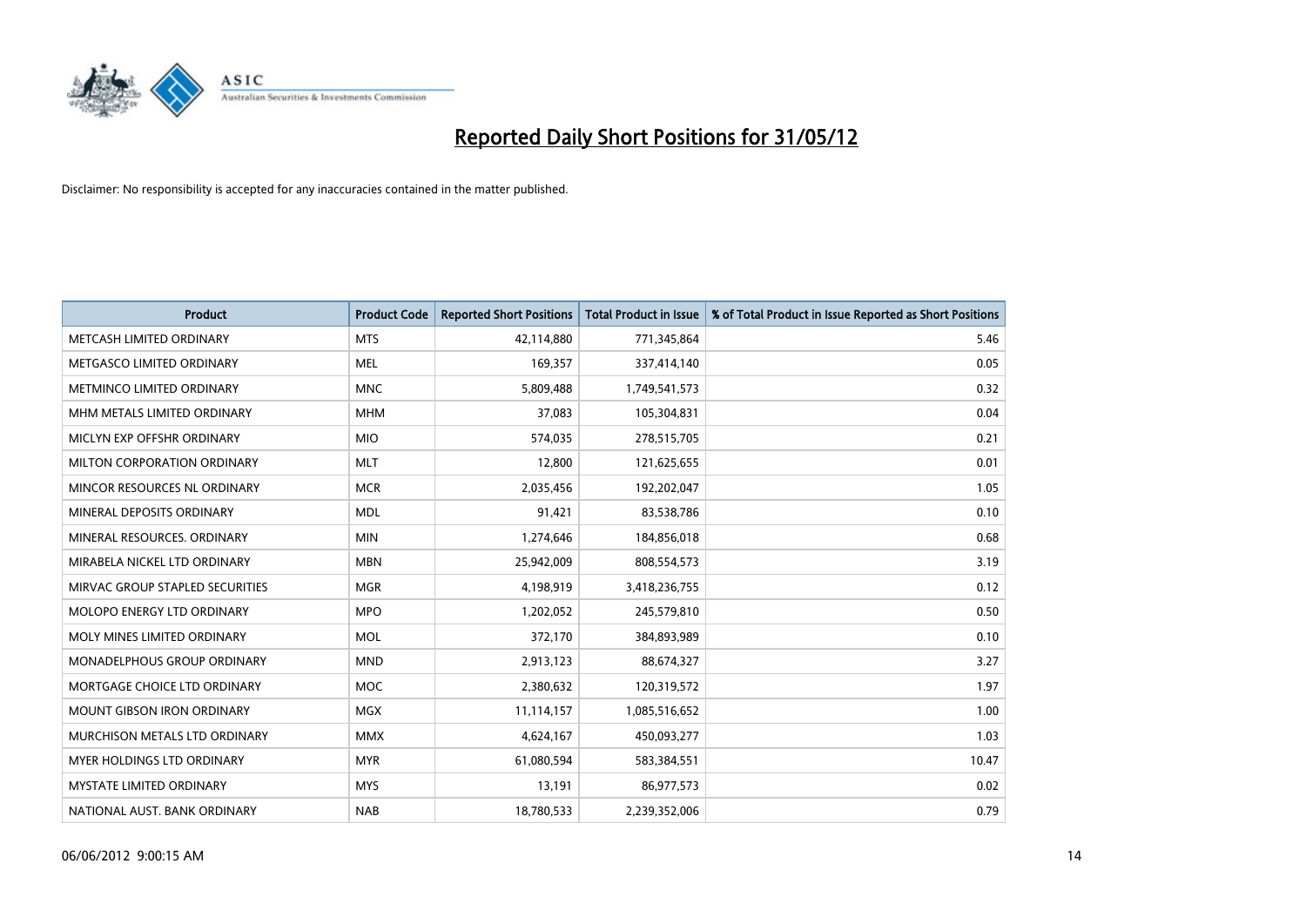# Reported Daily Short Positions for 31/05/12

Disclaimer: No responsibility is accepted for any inaccuracies contained in the matter published.

| Product | Product Code | Reported Short Positions | Total Product in Issue | % of Total Product in Issue Reported as Short Positions |
|---|---|---|---|---|
| METCASH LIMITED ORDINARY | MTS | 42,114,880 | 771,345,864 | 5.46 |
| METGASCO LIMITED ORDINARY | MEL | 169,357 | 337,414,140 | 0.05 |
| METMINCO LIMITED ORDINARY | MNC | 5,809,488 | 1,749,541,573 | 0.32 |
| MHM METALS LIMITED ORDINARY | MHM | 37,083 | 105,304,831 | 0.04 |
| MICLYN EXP OFFSHR ORDINARY | MIO | 574,035 | 278,515,705 | 0.21 |
| MILTON CORPORATION ORDINARY | MLT | 12,800 | 121,625,655 | 0.01 |
| MINCOR RESOURCES NL ORDINARY | MCR | 2,035,456 | 192,202,047 | 1.05 |
| MINERAL DEPOSITS ORDINARY | MDL | 91,421 | 83,538,786 | 0.10 |
| MINERAL RESOURCES. ORDINARY | MIN | 1,274,646 | 184,856,018 | 0.68 |
| MIRABELA NICKEL LTD ORDINARY | MBN | 25,942,009 | 808,554,573 | 3.19 |
| MIRVAC GROUP STAPLED SECURITIES | MGR | 4,198,919 | 3,418,236,755 | 0.12 |
| MOLOPO ENERGY LTD ORDINARY | MPO | 1,202,052 | 245,579,810 | 0.50 |
| MOLY MINES LIMITED ORDINARY | MOL | 372,170 | 384,893,989 | 0.10 |
| MONADELPHOUS GROUP ORDINARY | MND | 2,913,123 | 88,674,327 | 3.27 |
| MORTGAGE CHOICE LTD ORDINARY | MOC | 2,380,632 | 120,319,572 | 1.97 |
| MOUNT GIBSON IRON ORDINARY | MGX | 11,114,157 | 1,085,516,652 | 1.00 |
| MURCHISON METALS LTD ORDINARY | MMX | 4,624,167 | 450,093,277 | 1.03 |
| MYER HOLDINGS LTD ORDINARY | MYR | 61,080,594 | 583,384,551 | 10.47 |
| MYSTATE LIMITED ORDINARY | MYS | 13,191 | 86,977,573 | 0.02 |
| NATIONAL AUST. BANK ORDINARY | NAB | 18,780,533 | 2,239,352,006 | 0.79 |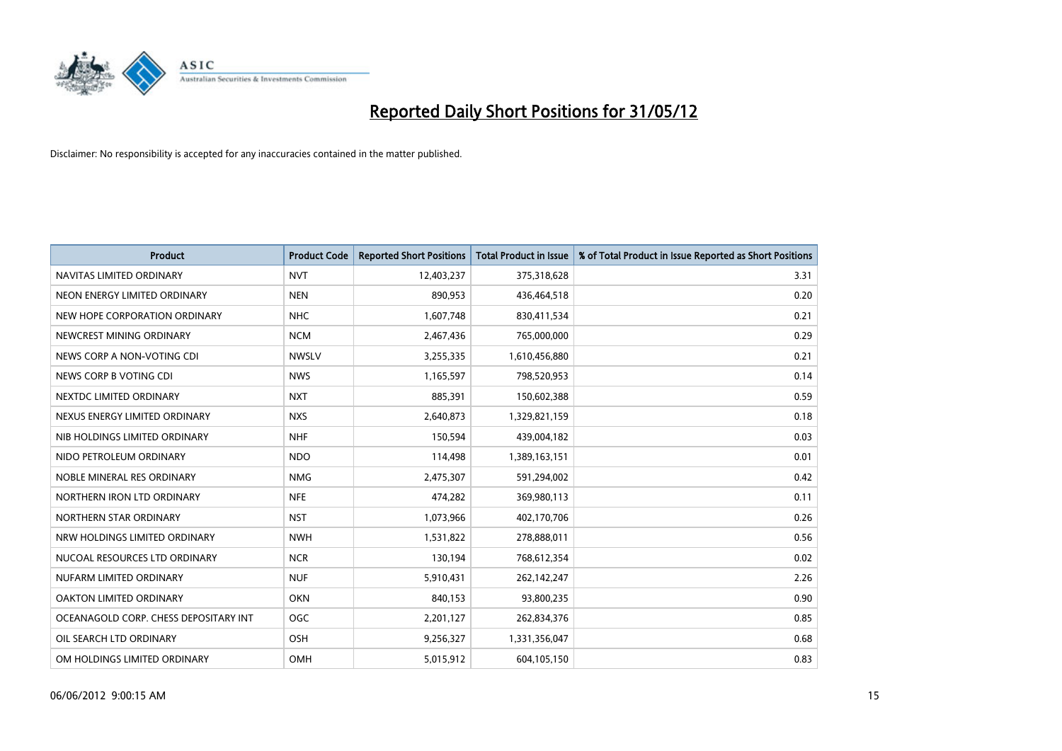# Reported Daily Short Positions for 31/05/12

Disclaimer: No responsibility is accepted for any inaccuracies contained in the matter published.

| Product | Product Code | Reported Short Positions | Total Product in Issue | % of Total Product in Issue Reported as Short Positions |
|---|---|---|---|---|
| NAVITAS LIMITED ORDINARY | NVT | 12,403,237 | 375,318,628 | 3.31 |
| NEON ENERGY LIMITED ORDINARY | NEN | 890,953 | 436,464,518 | 0.20 |
| NEW HOPE CORPORATION ORDINARY | NHC | 1,607,748 | 830,411,534 | 0.21 |
| NEWCREST MINING ORDINARY | NCM | 2,467,436 | 765,000,000 | 0.29 |
| NEWS CORP A NON-VOTING CDI | NWSLV | 3,255,335 | 1,610,456,880 | 0.21 |
| NEWS CORP B VOTING CDI | NWS | 1,165,597 | 798,520,953 | 0.14 |
| NEXTDC LIMITED ORDINARY | NXT | 885,391 | 150,602,388 | 0.59 |
| NEXUS ENERGY LIMITED ORDINARY | NXS | 2,640,873 | 1,329,821,159 | 0.18 |
| NIB HOLDINGS LIMITED ORDINARY | NHF | 150,594 | 439,004,182 | 0.03 |
| NIDO PETROLEUM ORDINARY | NDO | 114,498 | 1,389,163,151 | 0.01 |
| NOBLE MINERAL RES ORDINARY | NMG | 2,475,307 | 591,294,002 | 0.42 |
| NORTHERN IRON LTD ORDINARY | NFE | 474,282 | 369,980,113 | 0.11 |
| NORTHERN STAR ORDINARY | NST | 1,073,966 | 402,170,706 | 0.26 |
| NRW HOLDINGS LIMITED ORDINARY | NWH | 1,531,822 | 278,888,011 | 0.56 |
| NUCOAL RESOURCES LTD ORDINARY | NCR | 130,194 | 768,612,354 | 0.02 |
| NUFARM LIMITED ORDINARY | NUF | 5,910,431 | 262,142,247 | 2.26 |
| OAKTON LIMITED ORDINARY | OKN | 840,153 | 93,800,235 | 0.90 |
| OCEANAGOLD CORP. CHESS DEPOSITARY INT | OGC | 2,201,127 | 262,834,376 | 0.85 |
| OIL SEARCH LTD ORDINARY | OSH | 9,256,327 | 1,331,356,047 | 0.68 |
| OM HOLDINGS LIMITED ORDINARY | OMH | 5,015,912 | 604,105,150 | 0.83 |

06/06/2012 9:00:15 AM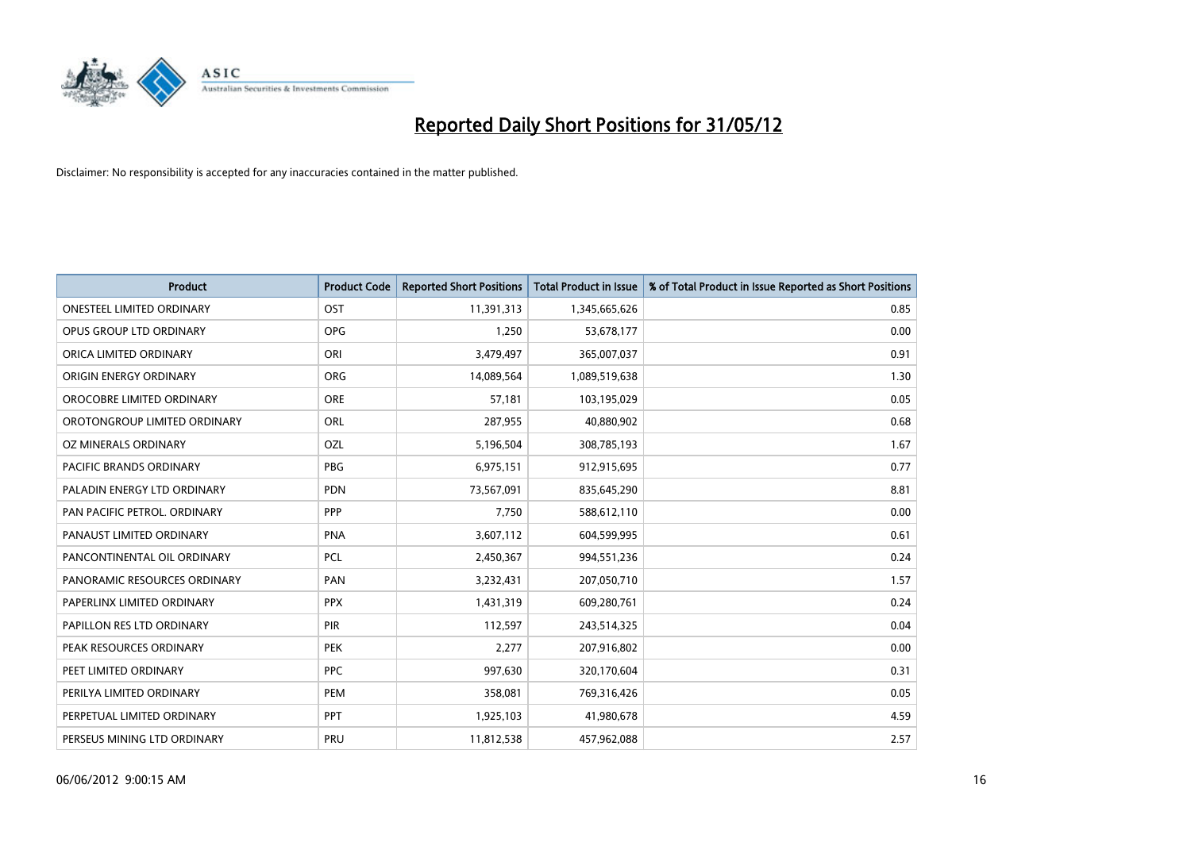# Reported Daily Short Positions for 31/05/12

Disclaimer: No responsibility is accepted for any inaccuracies contained in the matter published.

| Product | Product Code | Reported Short Positions | Total Product in Issue | % of Total Product in Issue Reported as Short Positions |
|---|---|---|---|---|
| ONESTEEL LIMITED ORDINARY | OST | 11,391,313 | 1,345,665,626 | 0.85 |
| OPUS GROUP LTD ORDINARY | OPG | 1,250 | 53,678,177 | 0.00 |
| ORICA LIMITED ORDINARY | ORI | 3,479,497 | 365,007,037 | 0.91 |
| ORIGIN ENERGY ORDINARY | ORG | 14,089,564 | 1,089,519,638 | 1.30 |
| OROCOBRE LIMITED ORDINARY | ORE | 57,181 | 103,195,029 | 0.05 |
| OROTONGROUP LIMITED ORDINARY | ORL | 287,955 | 40,880,902 | 0.68 |
| OZ MINERALS ORDINARY | OZL | 5,196,504 | 308,785,193 | 1.67 |
| PACIFIC BRANDS ORDINARY | PBG | 6,975,151 | 912,915,695 | 0.77 |
| PALADIN ENERGY LTD ORDINARY | PDN | 73,567,091 | 835,645,290 | 8.81 |
| PAN PACIFIC PETROL. ORDINARY | PPP | 7,750 | 588,612,110 | 0.00 |
| PANAUST LIMITED ORDINARY | PNA | 3,607,112 | 604,599,995 | 0.61 |
| PANCONTINENTAL OIL ORDINARY | PCL | 2,450,367 | 994,551,236 | 0.24 |
| PANORAMIC RESOURCES ORDINARY | PAN | 3,232,431 | 207,050,710 | 1.57 |
| PAPERLINX LIMITED ORDINARY | PPX | 1,431,319 | 609,280,761 | 0.24 |
| PAPILLON RES LTD ORDINARY | PIR | 112,597 | 243,514,325 | 0.04 |
| PEAK RESOURCES ORDINARY | PEK | 2,277 | 207,916,802 | 0.00 |
| PEET LIMITED ORDINARY | PPC | 997,630 | 320,170,604 | 0.31 |
| PERILYA LIMITED ORDINARY | PEM | 358,081 | 769,316,426 | 0.05 |
| PERPETUAL LIMITED ORDINARY | PPT | 1,925,103 | 41,980,678 | 4.59 |
| PERSEUS MINING LTD ORDINARY | PRU | 11,812,538 | 457,962,088 | 2.57 |

06/06/2012 9:00:15 AM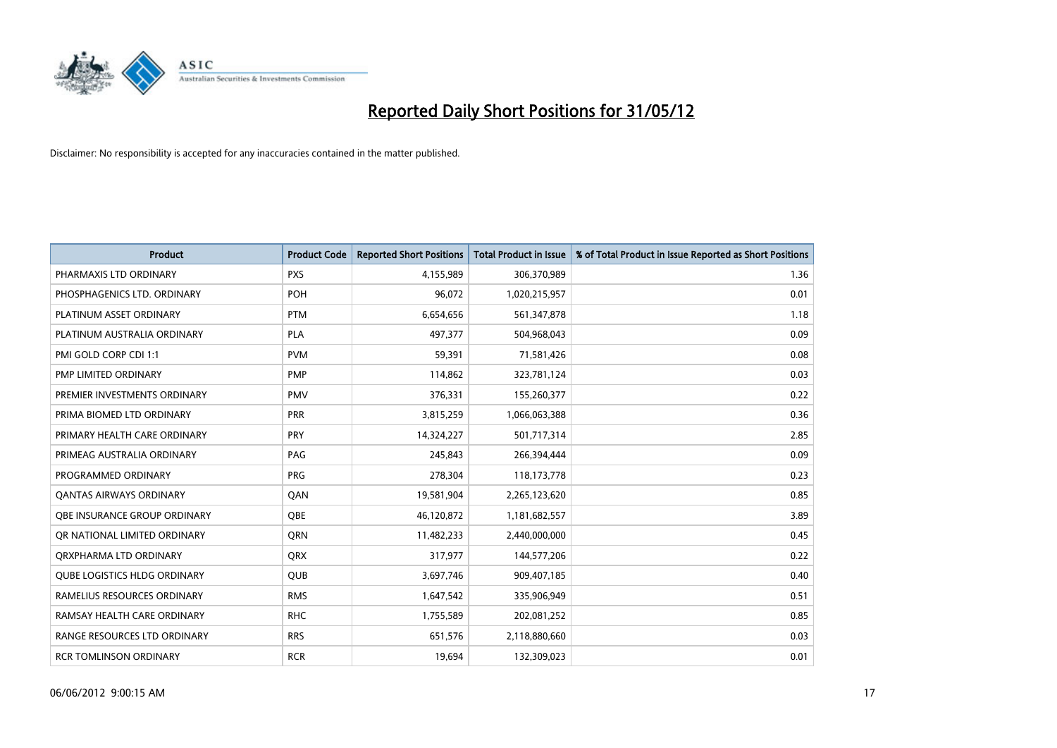# Reported Daily Short Positions for 31/05/12

Disclaimer: No responsibility is accepted for any inaccuracies contained in the matter published.

| Product | Product Code | Reported Short Positions | Total Product in Issue | % of Total Product in Issue Reported as Short Positions |
| --- | --- | --- | --- | --- |
| PHARMAXIS LTD ORDINARY | PXS | 4,155,989 | 306,370,989 | 1.36 |
| PHOSPHAGENICS LTD. ORDINARY | POH | 96,072 | 1,020,215,957 | 0.01 |
| PLATINUM ASSET ORDINARY | PTM | 6,654,656 | 561,347,878 | 1.18 |
| PLATINUM AUSTRALIA ORDINARY | PLA | 497,377 | 504,968,043 | 0.09 |
| PMI GOLD CORP CDI 1:1 | PVM | 59,391 | 71,581,426 | 0.08 |
| PMP LIMITED ORDINARY | PMP | 114,862 | 323,781,124 | 0.03 |
| PREMIER INVESTMENTS ORDINARY | PMV | 376,331 | 155,260,377 | 0.22 |
| PRIMA BIOMED LTD ORDINARY | PRR | 3,815,259 | 1,066,063,388 | 0.36 |
| PRIMARY HEALTH CARE ORDINARY | PRY | 14,324,227 | 501,717,314 | 2.85 |
| PRIMEAG AUSTRALIA ORDINARY | PAG | 245,843 | 266,394,444 | 0.09 |
| PROGRAMMED ORDINARY | PRG | 278,304 | 118,173,778 | 0.23 |
| QANTAS AIRWAYS ORDINARY | QAN | 19,581,904 | 2,265,123,620 | 0.85 |
| QBE INSURANCE GROUP ORDINARY | QBE | 46,120,872 | 1,181,682,557 | 3.89 |
| QR NATIONAL LIMITED ORDINARY | QRN | 11,482,233 | 2,440,000,000 | 0.45 |
| QRXPHARMA LTD ORDINARY | QRX | 317,977 | 144,577,206 | 0.22 |
| QUBE LOGISTICS HLDG ORDINARY | QUB | 3,697,746 | 909,407,185 | 0.40 |
| RAMELIUS RESOURCES ORDINARY | RMS | 1,647,542 | 335,906,949 | 0.51 |
| RAMSAY HEALTH CARE ORDINARY | RHC | 1,755,589 | 202,081,252 | 0.85 |
| RANGE RESOURCES LTD ORDINARY | RRS | 651,576 | 2,118,880,660 | 0.03 |
| RCR TOMLINSON ORDINARY | RCR | 19,694 | 132,309,023 | 0.01 |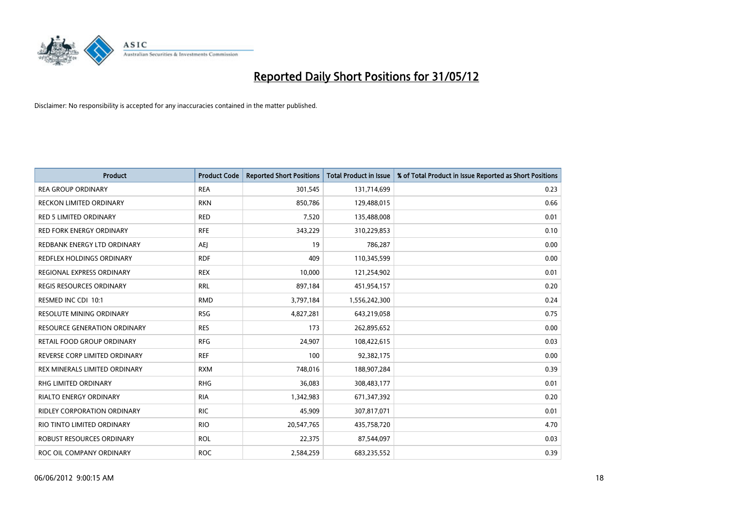# Reported Daily Short Positions for 31/05/12

Disclaimer: No responsibility is accepted for any inaccuracies contained in the matter published.

| Product | Product Code | Reported Short Positions | Total Product in Issue | % of Total Product in Issue Reported as Short Positions |
|---|---|---|---|---|
| REA GROUP ORDINARY | REA | 301,545 | 131,714,699 | 0.23 |
| RECKON LIMITED ORDINARY | RKN | 850,786 | 129,488,015 | 0.66 |
| RED 5 LIMITED ORDINARY | RED | 7,520 | 135,488,008 | 0.01 |
| RED FORK ENERGY ORDINARY | RFE | 343,229 | 310,229,853 | 0.10 |
| REDBANK ENERGY LTD ORDINARY | AEJ | 19 | 786,287 | 0.00 |
| REDFLEX HOLDINGS ORDINARY | RDF | 409 | 110,345,599 | 0.00 |
| REGIONAL EXPRESS ORDINARY | REX | 10,000 | 121,254,902 | 0.01 |
| REGIS RESOURCES ORDINARY | RRL | 897,184 | 451,954,157 | 0.20 |
| RESMED INC CDI 10:1 | RMD | 3,797,184 | 1,556,242,300 | 0.24 |
| RESOLUTE MINING ORDINARY | RSG | 4,827,281 | 643,219,058 | 0.75 |
| RESOURCE GENERATION ORDINARY | RES | 173 | 262,895,652 | 0.00 |
| RETAIL FOOD GROUP ORDINARY | RFG | 24,907 | 108,422,615 | 0.03 |
| REVERSE CORP LIMITED ORDINARY | REF | 100 | 92,382,175 | 0.00 |
| REX MINERALS LIMITED ORDINARY | RXM | 748,016 | 188,907,284 | 0.39 |
| RHG LIMITED ORDINARY | RHG | 36,083 | 308,483,177 | 0.01 |
| RIALTO ENERGY ORDINARY | RIA | 1,342,983 | 671,347,392 | 0.20 |
| RIDLEY CORPORATION ORDINARY | RIC | 45,909 | 307,817,071 | 0.01 |
| RIO TINTO LIMITED ORDINARY | RIO | 20,547,765 | 435,758,720 | 4.70 |
| ROBUST RESOURCES ORDINARY | ROL | 22,375 | 87,544,097 | 0.03 |
| ROC OIL COMPANY ORDINARY | ROC | 2,584,259 | 683,235,552 | 0.39 |

06/06/2012 9:00:15 AM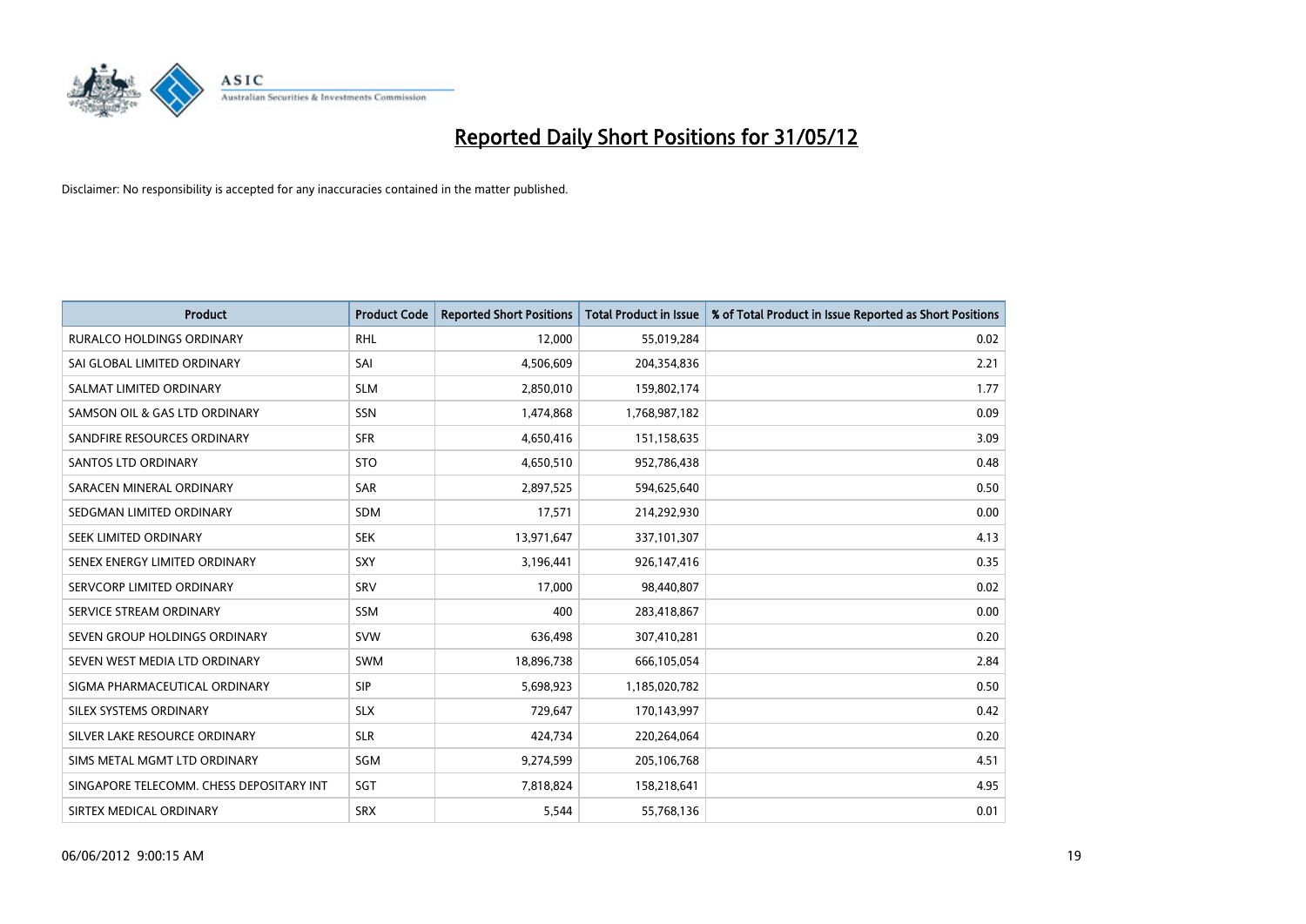# Reported Daily Short Positions for 31/05/12

Disclaimer: No responsibility is accepted for any inaccuracies contained in the matter published.

| Product | Product Code | Reported Short Positions | Total Product in Issue | % of Total Product in Issue Reported as Short Positions |
| --- | --- | --- | --- | --- |
| RURALCO HOLDINGS ORDINARY | RHL | 12,000 | 55,019,284 | 0.02 |
| SAI GLOBAL LIMITED ORDINARY | SAI | 4,506,609 | 204,354,836 | 2.21 |
| SALMAT LIMITED ORDINARY | SLM | 2,850,010 | 159,802,174 | 1.77 |
| SAMSON OIL & GAS LTD ORDINARY | SSN | 1,474,868 | 1,768,987,182 | 0.09 |
| SANDFIRE RESOURCES ORDINARY | SFR | 4,650,416 | 151,158,635 | 3.09 |
| SANTOS LTD ORDINARY | STO | 4,650,510 | 952,786,438 | 0.48 |
| SARACEN MINERAL ORDINARY | SAR | 2,897,525 | 594,625,640 | 0.50 |
| SEDGMAN LIMITED ORDINARY | SDM | 17,571 | 214,292,930 | 0.00 |
| SEEK LIMITED ORDINARY | SEK | 13,971,647 | 337,101,307 | 4.13 |
| SENEX ENERGY LIMITED ORDINARY | SXY | 3,196,441 | 926,147,416 | 0.35 |
| SERVCORP LIMITED ORDINARY | SRV | 17,000 | 98,440,807 | 0.02 |
| SERVICE STREAM ORDINARY | SSM | 400 | 283,418,867 | 0.00 |
| SEVEN GROUP HOLDINGS ORDINARY | SVW | 636,498 | 307,410,281 | 0.20 |
| SEVEN WEST MEDIA LTD ORDINARY | SWM | 18,896,738 | 666,105,054 | 2.84 |
| SIGMA PHARMACEUTICAL ORDINARY | SIP | 5,698,923 | 1,185,020,782 | 0.50 |
| SILEX SYSTEMS ORDINARY | SLX | 729,647 | 170,143,997 | 0.42 |
| SILVER LAKE RESOURCE ORDINARY | SLR | 424,734 | 220,264,064 | 0.20 |
| SIMS METAL MGMT LTD ORDINARY | SGM | 9,274,599 | 205,106,768 | 4.51 |
| SINGAPORE TELECOMM. CHESS DEPOSITARY INT | SGT | 7,818,824 | 158,218,641 | 4.95 |
| SIRTEX MEDICAL ORDINARY | SRX | 5,544 | 55,768,136 | 0.01 |

06/06/2012 9:00:15 AM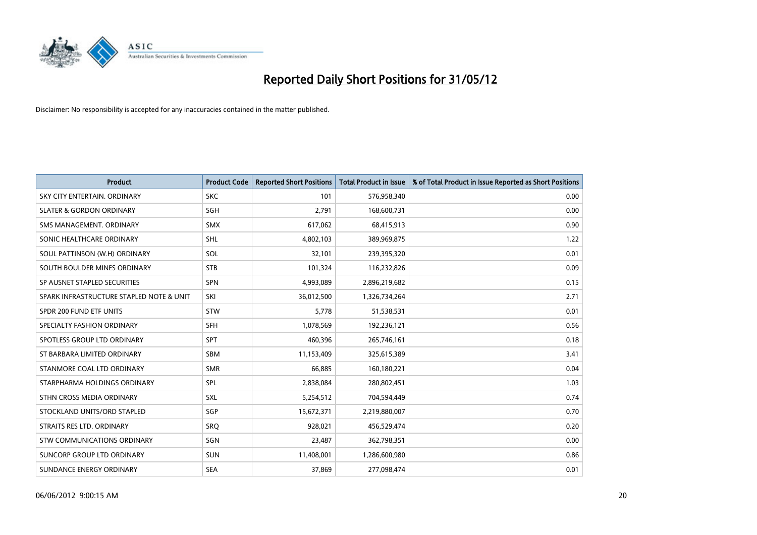# Reported Daily Short Positions for 31/05/12

Disclaimer: No responsibility is accepted for any inaccuracies contained in the matter published.

| Product | Product Code | Reported Short Positions | Total Product in Issue | % of Total Product in Issue Reported as Short Positions |
|---|---|---|---|---|
| SKY CITY ENTERTAIN. ORDINARY | SKC | 101 | 576,958,340 | 0.00 |
| SLATER & GORDON ORDINARY | SGH | 2,791 | 168,600,731 | 0.00 |
| SMS MANAGEMENT. ORDINARY | SMX | 617,062 | 68,415,913 | 0.90 |
| SONIC HEALTHCARE ORDINARY | SHL | 4,802,103 | 389,969,875 | 1.22 |
| SOUL PATTINSON (W.H) ORDINARY | SOL | 32,101 | 239,395,320 | 0.01 |
| SOUTH BOULDER MINES ORDINARY | STB | 101,324 | 116,232,826 | 0.09 |
| SP AUSNET STAPLED SECURITIES | SPN | 4,993,089 | 2,896,219,682 | 0.15 |
| SPARK INFRASTRUCTURE STAPLED NOTE & UNIT | SKI | 36,012,500 | 1,326,734,264 | 2.71 |
| SPDR 200 FUND ETF UNITS | STW | 5,778 | 51,538,531 | 0.01 |
| SPECIALTY FASHION ORDINARY | SFH | 1,078,569 | 192,236,121 | 0.56 |
| SPOTLESS GROUP LTD ORDINARY | SPT | 460,396 | 265,746,161 | 0.18 |
| ST BARBARA LIMITED ORDINARY | SBM | 11,153,409 | 325,615,389 | 3.41 |
| STANMORE COAL LTD ORDINARY | SMR | 66,885 | 160,180,221 | 0.04 |
| STARPHARMA HOLDINGS ORDINARY | SPL | 2,838,084 | 280,802,451 | 1.03 |
| STHN CROSS MEDIA ORDINARY | SXL | 5,254,512 | 704,594,449 | 0.74 |
| STOCKLAND UNITS/ORD STAPLED | SGP | 15,672,371 | 2,219,880,007 | 0.70 |
| STRAITS RES LTD. ORDINARY | SRQ | 928,021 | 456,529,474 | 0.20 |
| STW COMMUNICATIONS ORDINARY | SGN | 23,487 | 362,798,351 | 0.00 |
| SUNCORP GROUP LTD ORDINARY | SUN | 11,408,001 | 1,286,600,980 | 0.86 |
| SUNDANCE ENERGY ORDINARY | SEA | 37,869 | 277,098,474 | 0.01 |

06/06/2012 9:00:15 AM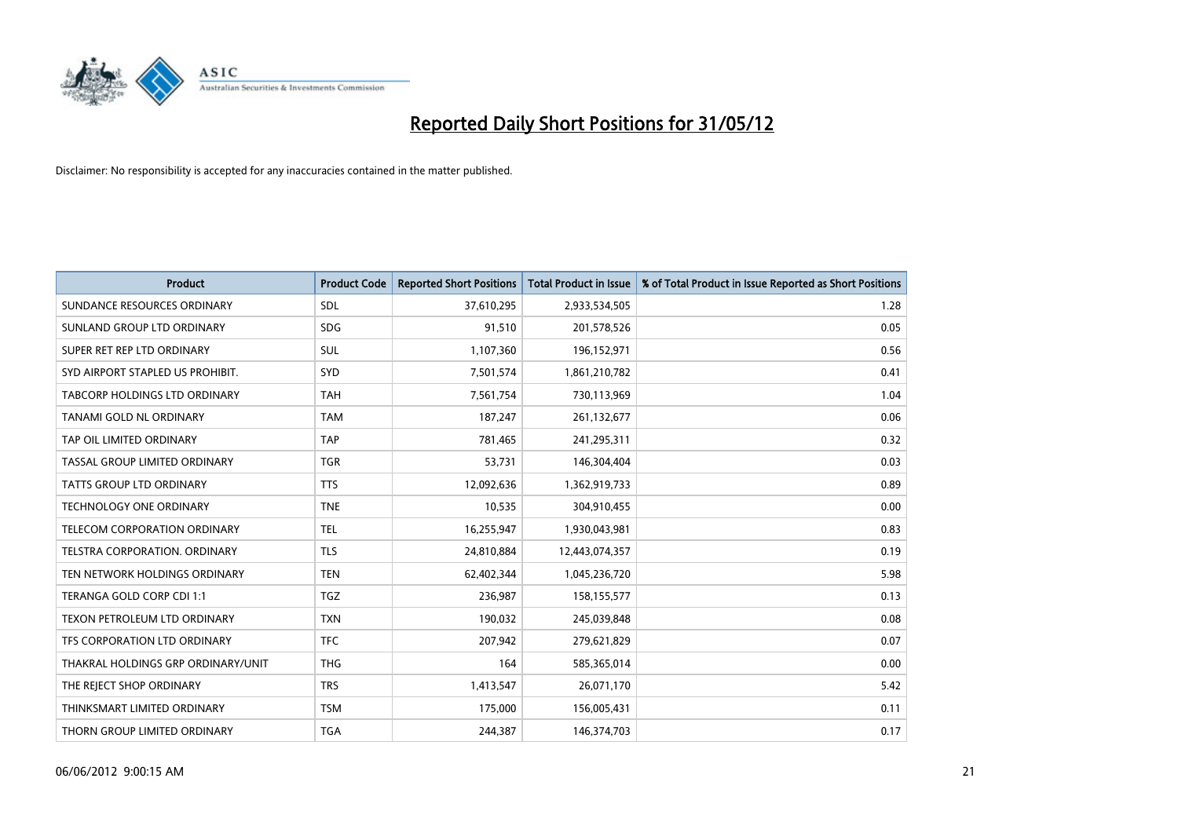# Reported Daily Short Positions for 31/05/12

Disclaimer: No responsibility is accepted for any inaccuracies contained in the matter published.

| Product | Product Code | Reported Short Positions | Total Product in Issue | % of Total Product in Issue Reported as Short Positions |
|---|---|---|---|---|
| SUNDANCE RESOURCES ORDINARY | SDL | 37,610,295 | 2,933,534,505 | 1.28 |
| SUNLAND GROUP LTD ORDINARY | SDG | 91,510 | 201,578,526 | 0.05 |
| SUPER RET REP LTD ORDINARY | SUL | 1,107,360 | 196,152,971 | 0.56 |
| SYD AIRPORT STAPLED US PROHIBIT. | SYD | 7,501,574 | 1,861,210,782 | 0.41 |
| TABCORP HOLDINGS LTD ORDINARY | TAH | 7,561,754 | 730,113,969 | 1.04 |
| TANAMI GOLD NL ORDINARY | TAM | 187,247 | 261,132,677 | 0.06 |
| TAP OIL LIMITED ORDINARY | TAP | 781,465 | 241,295,311 | 0.32 |
| TASSAL GROUP LIMITED ORDINARY | TGR | 53,731 | 146,304,404 | 0.03 |
| TATTS GROUP LTD ORDINARY | TTS | 12,092,636 | 1,362,919,733 | 0.89 |
| TECHNOLOGY ONE ORDINARY | TNE | 10,535 | 304,910,455 | 0.00 |
| TELECOM CORPORATION ORDINARY | TEL | 16,255,947 | 1,930,043,981 | 0.83 |
| TELSTRA CORPORATION. ORDINARY | TLS | 24,810,884 | 12,443,074,357 | 0.19 |
| TEN NETWORK HOLDINGS ORDINARY | TEN | 62,402,344 | 1,045,236,720 | 5.98 |
| TERANGA GOLD CORP CDI 1:1 | TGZ | 236,987 | 158,155,577 | 0.13 |
| TEXON PETROLEUM LTD ORDINARY | TXN | 190,032 | 245,039,848 | 0.08 |
| TFS CORPORATION LTD ORDINARY | TFC | 207,942 | 279,621,829 | 0.07 |
| THAKRAL HOLDINGS GRP ORDINARY/UNIT | THG | 164 | 585,365,014 | 0.00 |
| THE REJECT SHOP ORDINARY | TRS | 1,413,547 | 26,071,170 | 5.42 |
| THINKSMART LIMITED ORDINARY | TSM | 175,000 | 156,005,431 | 0.11 |
| THORN GROUP LIMITED ORDINARY | TGA | 244,387 | 146,374,703 | 0.17 |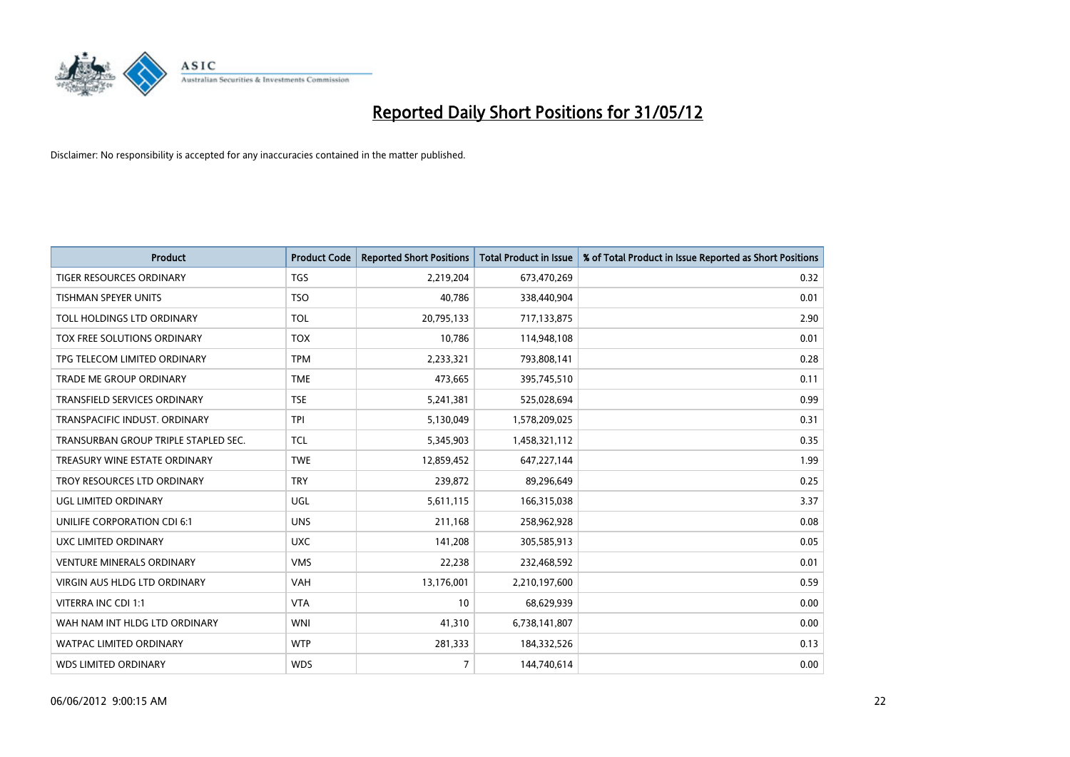# Reported Daily Short Positions for 31/05/12

Disclaimer: No responsibility is accepted for any inaccuracies contained in the matter published.

| Product | Product Code | Reported Short Positions | Total Product in Issue | % of Total Product in Issue Reported as Short Positions |
|---|---|---|---|---|
| TIGER RESOURCES ORDINARY | TGS | 2,219,204 | 673,470,269 | 0.32 |
| TISHMAN SPEYER UNITS | TSO | 40,786 | 338,440,904 | 0.01 |
| TOLL HOLDINGS LTD ORDINARY | TOL | 20,795,133 | 717,133,875 | 2.90 |
| TOX FREE SOLUTIONS ORDINARY | TOX | 10,786 | 114,948,108 | 0.01 |
| TPG TELECOM LIMITED ORDINARY | TPM | 2,233,321 | 793,808,141 | 0.28 |
| TRADE ME GROUP ORDINARY | TME | 473,665 | 395,745,510 | 0.11 |
| TRANSFIELD SERVICES ORDINARY | TSE | 5,241,381 | 525,028,694 | 0.99 |
| TRANSPACIFIC INDUST. ORDINARY | TPI | 5,130,049 | 1,578,209,025 | 0.31 |
| TRANSURBAN GROUP TRIPLE STAPLED SEC. | TCL | 5,345,903 | 1,458,321,112 | 0.35 |
| TREASURY WINE ESTATE ORDINARY | TWE | 12,859,452 | 647,227,144 | 1.99 |
| TROY RESOURCES LTD ORDINARY | TRY | 239,872 | 89,296,649 | 0.25 |
| UGL LIMITED ORDINARY | UGL | 5,611,115 | 166,315,038 | 3.37 |
| UNILIFE CORPORATION CDI 6:1 | UNS | 211,168 | 258,962,928 | 0.08 |
| UXC LIMITED ORDINARY | UXC | 141,208 | 305,585,913 | 0.05 |
| VENTURE MINERALS ORDINARY | VMS | 22,238 | 232,468,592 | 0.01 |
| VIRGIN AUS HLDG LTD ORDINARY | VAH | 13,176,001 | 2,210,197,600 | 0.59 |
| VITERRA INC CDI 1:1 | VTA | 10 | 68,629,939 | 0.00 |
| WAH NAM INT HLDG LTD ORDINARY | WNI | 41,310 | 6,738,141,807 | 0.00 |
| WATPAC LIMITED ORDINARY | WTP | 281,333 | 184,332,526 | 0.13 |
| WDS LIMITED ORDINARY | WDS | 7 | 144,740,614 | 0.00 |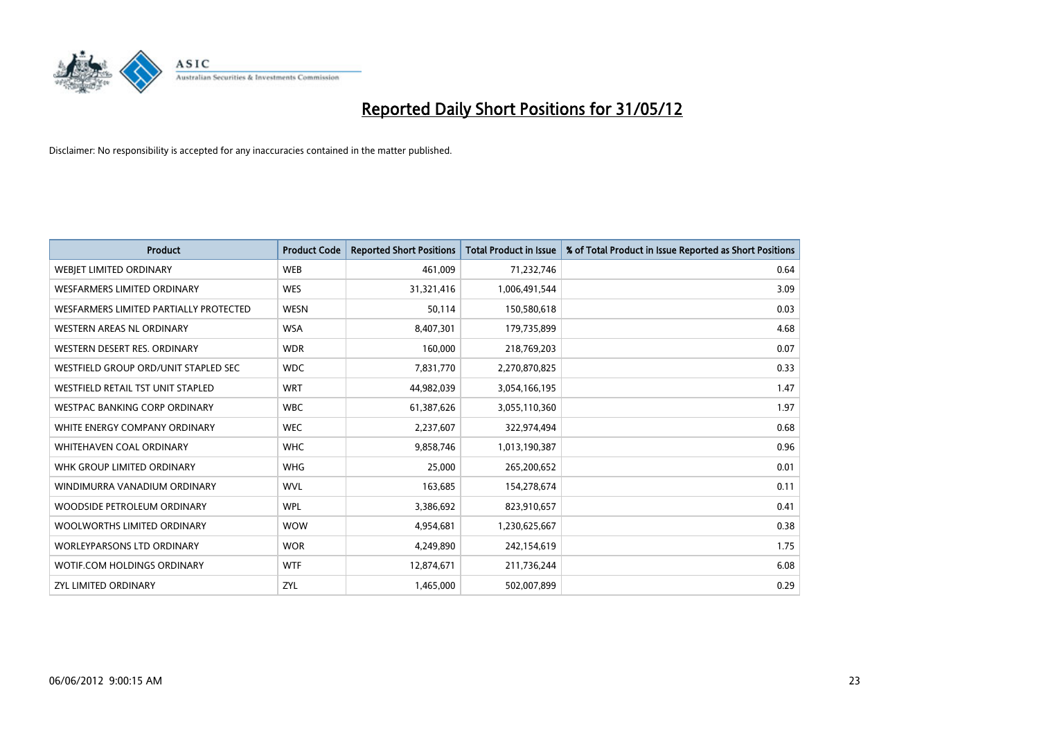# Reported Daily Short Positions for 31/05/12

Disclaimer: No responsibility is accepted for any inaccuracies contained in the matter published.

| Product | Product Code | Reported Short Positions | Total Product in Issue | % of Total Product in Issue Reported as Short Positions |
|---|---|---|---|---|
| WEBJET LIMITED ORDINARY | WEB | 461,009 | 71,232,746 | 0.64 |
| WESFARMERS LIMITED ORDINARY | WES | 31,321,416 | 1,006,491,544 | 3.09 |
| WESFARMERS LIMITED PARTIALLY PROTECTED | WESN | 50,114 | 150,580,618 | 0.03 |
| WESTERN AREAS NL ORDINARY | WSA | 8,407,301 | 179,735,899 | 4.68 |
| WESTERN DESERT RES. ORDINARY | WDR | 160,000 | 218,769,203 | 0.07 |
| WESTFIELD GROUP ORD/UNIT STAPLED SEC | WDC | 7,831,770 | 2,270,870,825 | 0.33 |
| WESTFIELD RETAIL TST UNIT STAPLED | WRT | 44,982,039 | 3,054,166,195 | 1.47 |
| WESTPAC BANKING CORP ORDINARY | WBC | 61,387,626 | 3,055,110,360 | 1.97 |
| WHITE ENERGY COMPANY ORDINARY | WEC | 2,237,607 | 322,974,494 | 0.68 |
| WHITEHAVEN COAL ORDINARY | WHC | 9,858,746 | 1,013,190,387 | 0.96 |
| WHK GROUP LIMITED ORDINARY | WHG | 25,000 | 265,200,652 | 0.01 |
| WINDIMURRA VANADIUM ORDINARY | WVL | 163,685 | 154,278,674 | 0.11 |
| WOODSIDE PETROLEUM ORDINARY | WPL | 3,386,692 | 823,910,657 | 0.41 |
| WOOLWORTHS LIMITED ORDINARY | WOW | 4,954,681 | 1,230,625,667 | 0.38 |
| WORLEYPARSONS LTD ORDINARY | WOR | 4,249,890 | 242,154,619 | 1.75 |
| WOTIF.COM HOLDINGS ORDINARY | WTF | 12,874,671 | 211,736,244 | 6.08 |
| ZYL LIMITED ORDINARY | ZYL | 1,465,000 | 502,007,899 | 0.29 |

06/06/2012 9:00:15 AM